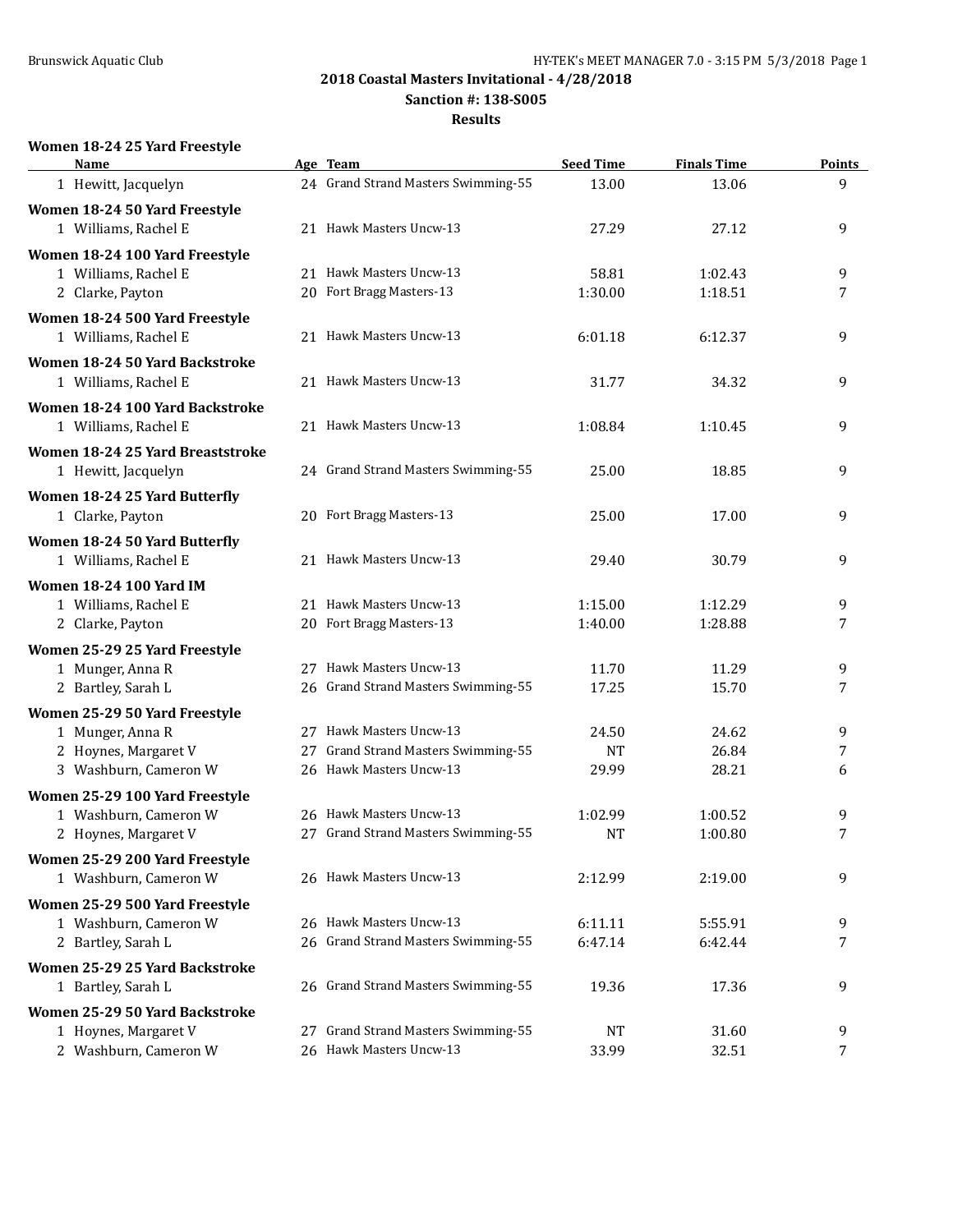## 2018 Coastal Masters Invitational - 4/28/2018

**Sanction #: 138-S005**

**Results**

### Women 18-24 25 Yard Freestyle

| | Name | Age | Team | Seed Time | Finals Time | Points |
|---|---|---|---|---|---|---|
| 1 | Hewitt, Jacquelyn | 24 | Grand Strand Masters Swimming-55 | 13.00 | 13.06 | 9 |

### Women 18-24 50 Yard Freestyle

| | Name | Age | Team | Seed Time | Finals Time | Points |
|---|---|---|---|---|---|---|
| 1 | Williams, Rachel E | 21 | Hawk Masters Uncw-13 | 27.29 | 27.12 | 9 |

### Women 18-24 100 Yard Freestyle

| | Name | Age | Team | Seed Time | Finals Time | Points |
|---|---|---|---|---|---|---|
| 1 | Williams, Rachel E | 21 | Hawk Masters Uncw-13 | 58.81 | 1:02.43 | 9 |
| 2 | Clarke, Payton | 20 | Fort Bragg Masters-13 | 1:30.00 | 1:18.51 | 7 |

### Women 18-24 500 Yard Freestyle

| | Name | Age | Team | Seed Time | Finals Time | Points |
|---|---|---|---|---|---|---|
| 1 | Williams, Rachel E | 21 | Hawk Masters Uncw-13 | 6:01.18 | 6:12.37 | 9 |

### Women 18-24 50 Yard Backstroke

| | Name | Age | Team | Seed Time | Finals Time | Points |
|---|---|---|---|---|---|---|
| 1 | Williams, Rachel E | 21 | Hawk Masters Uncw-13 | 31.77 | 34.32 | 9 |

### Women 18-24 100 Yard Backstroke

| | Name | Age | Team | Seed Time | Finals Time | Points |
|---|---|---|---|---|---|---|
| 1 | Williams, Rachel E | 21 | Hawk Masters Uncw-13 | 1:08.84 | 1:10.45 | 9 |

### Women 18-24 25 Yard Breaststroke

| | Name | Age | Team | Seed Time | Finals Time | Points |
|---|---|---|---|---|---|---|
| 1 | Hewitt, Jacquelyn | 24 | Grand Strand Masters Swimming-55 | 25.00 | 18.85 | 9 |

### Women 18-24 25 Yard Butterfly

| | Name | Age | Team | Seed Time | Finals Time | Points |
|---|---|---|---|---|---|---|
| 1 | Clarke, Payton | 20 | Fort Bragg Masters-13 | 25.00 | 17.00 | 9 |

### Women 18-24 50 Yard Butterfly

| | Name | Age | Team | Seed Time | Finals Time | Points |
|---|---|---|---|---|---|---|
| 1 | Williams, Rachel E | 21 | Hawk Masters Uncw-13 | 29.40 | 30.79 | 9 |

### Women 18-24 100 Yard IM

| | Name | Age | Team | Seed Time | Finals Time | Points |
|---|---|---|---|---|---|---|
| 1 | Williams, Rachel E | 21 | Hawk Masters Uncw-13 | 1:15.00 | 1:12.29 | 9 |
| 2 | Clarke, Payton | 20 | Fort Bragg Masters-13 | 1:40.00 | 1:28.88 | 7 |

### Women 25-29 25 Yard Freestyle

| | Name | Age | Team | Seed Time | Finals Time | Points |
|---|---|---|---|---|---|---|
| 1 | Munger, Anna R | 27 | Hawk Masters Uncw-13 | 11.70 | 11.29 | 9 |
| 2 | Bartley, Sarah L | 26 | Grand Strand Masters Swimming-55 | 17.25 | 15.70 | 7 |

### Women 25-29 50 Yard Freestyle

| | Name | Age | Team | Seed Time | Finals Time | Points |
|---|---|---|---|---|---|---|
| 1 | Munger, Anna R | 27 | Hawk Masters Uncw-13 | 24.50 | 24.62 | 9 |
| 2 | Hoynes, Margaret V | 27 | Grand Strand Masters Swimming-55 | NT | 26.84 | 7 |
| 3 | Washburn, Cameron W | 26 | Hawk Masters Uncw-13 | 29.99 | 28.21 | 6 |

### Women 25-29 100 Yard Freestyle

| | Name | Age | Team | Seed Time | Finals Time | Points |
|---|---|---|---|---|---|---|
| 1 | Washburn, Cameron W | 26 | Hawk Masters Uncw-13 | 1:02.99 | 1:00.52 | 9 |
| 2 | Hoynes, Margaret V | 27 | Grand Strand Masters Swimming-55 | NT | 1:00.80 | 7 |

### Women 25-29 200 Yard Freestyle

| | Name | Age | Team | Seed Time | Finals Time | Points |
|---|---|---|---|---|---|---|
| 1 | Washburn, Cameron W | 26 | Hawk Masters Uncw-13 | 2:12.99 | 2:19.00 | 9 |

### Women 25-29 500 Yard Freestyle

| | Name | Age | Team | Seed Time | Finals Time | Points |
|---|---|---|---|---|---|---|
| 1 | Washburn, Cameron W | 26 | Hawk Masters Uncw-13 | 6:11.11 | 5:55.91 | 9 |
| 2 | Bartley, Sarah L | 26 | Grand Strand Masters Swimming-55 | 6:47.14 | 6:42.44 | 7 |

### Women 25-29 25 Yard Backstroke

| | Name | Age | Team | Seed Time | Finals Time | Points |
|---|---|---|---|---|---|---|
| 1 | Bartley, Sarah L | 26 | Grand Strand Masters Swimming-55 | 19.36 | 17.36 | 9 |

### Women 25-29 50 Yard Backstroke

| | Name | Age | Team | Seed Time | Finals Time | Points |
|---|---|---|---|---|---|---|
| 1 | Hoynes, Margaret V | 27 | Grand Strand Masters Swimming-55 | NT | 31.60 | 9 |
| 2 | Washburn, Cameron W | 26 | Hawk Masters Uncw-13 | 33.99 | 32.51 | 7 |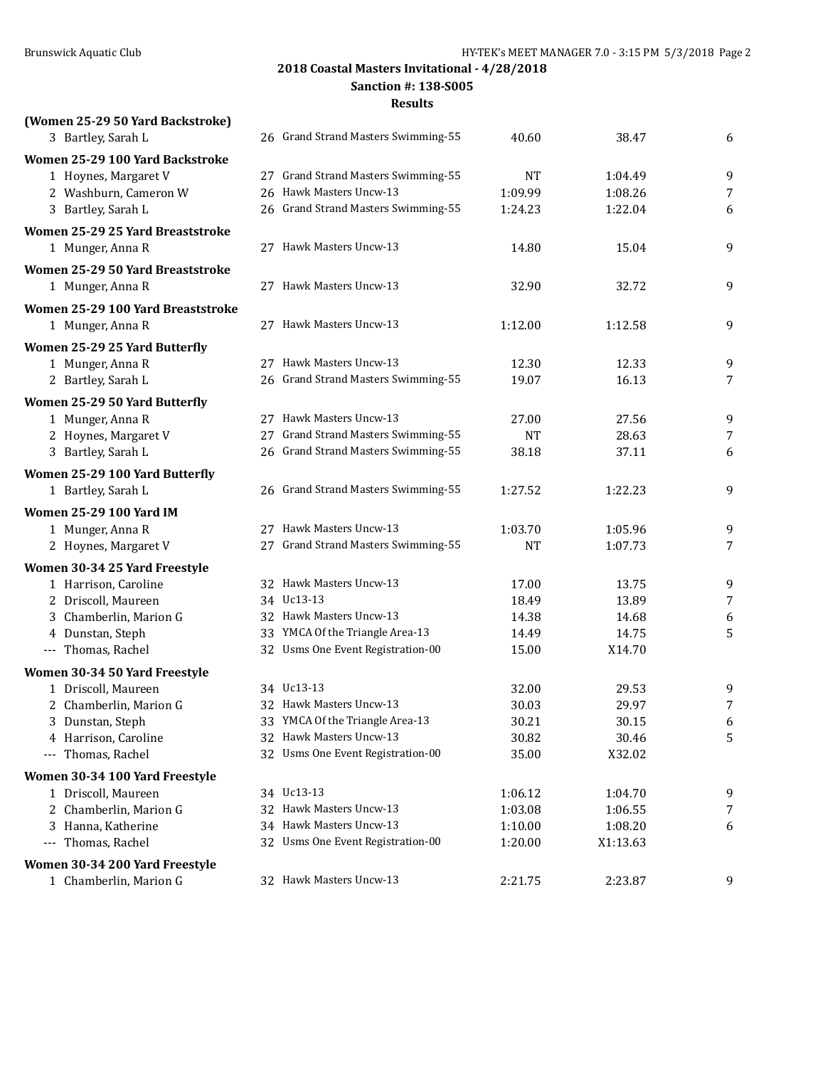## 2018 Coastal Masters Invitational - 4/28/2018

**Sanction #: 138-S005**

**Results**

**(Women 25-29 50 Yard Backstroke)**

| | Name | Age | Team | Seed | Finals | Points |
|---|---|---|---|---|---|---|
| 3 | Bartley, Sarah L | 26 | Grand Strand Masters Swimming-55 | 40.60 | 38.47 | 6 |

**Women 25-29 100 Yard Backstroke**

| | Name | Age | Team | Seed | Finals | Points |
|---|---|---|---|---|---|---|
| 1 | Hoynes, Margaret V | 27 | Grand Strand Masters Swimming-55 | NT | 1:04.49 | 9 |
| 2 | Washburn, Cameron W | 26 | Hawk Masters Uncw-13 | 1:09.99 | 1:08.26 | 7 |
| 3 | Bartley, Sarah L | 26 | Grand Strand Masters Swimming-55 | 1:24.23 | 1:22.04 | 6 |

**Women 25-29 25 Yard Breaststroke**

| | Name | Age | Team | Seed | Finals | Points |
|---|---|---|---|---|---|---|
| 1 | Munger, Anna R | 27 | Hawk Masters Uncw-13 | 14.80 | 15.04 | 9 |

**Women 25-29 50 Yard Breaststroke**

| | Name | Age | Team | Seed | Finals | Points |
|---|---|---|---|---|---|---|
| 1 | Munger, Anna R | 27 | Hawk Masters Uncw-13 | 32.90 | 32.72 | 9 |

**Women 25-29 100 Yard Breaststroke**

| | Name | Age | Team | Seed | Finals | Points |
|---|---|---|---|---|---|---|
| 1 | Munger, Anna R | 27 | Hawk Masters Uncw-13 | 1:12.00 | 1:12.58 | 9 |

**Women 25-29 25 Yard Butterfly**

| | Name | Age | Team | Seed | Finals | Points |
|---|---|---|---|---|---|---|
| 1 | Munger, Anna R | 27 | Hawk Masters Uncw-13 | 12.30 | 12.33 | 9 |
| 2 | Bartley, Sarah L | 26 | Grand Strand Masters Swimming-55 | 19.07 | 16.13 | 7 |

**Women 25-29 50 Yard Butterfly**

| | Name | Age | Team | Seed | Finals | Points |
|---|---|---|---|---|---|---|
| 1 | Munger, Anna R | 27 | Hawk Masters Uncw-13 | 27.00 | 27.56 | 9 |
| 2 | Hoynes, Margaret V | 27 | Grand Strand Masters Swimming-55 | NT | 28.63 | 7 |
| 3 | Bartley, Sarah L | 26 | Grand Strand Masters Swimming-55 | 38.18 | 37.11 | 6 |

**Women 25-29 100 Yard Butterfly**

| | Name | Age | Team | Seed | Finals | Points |
|---|---|---|---|---|---|---|
| 1 | Bartley, Sarah L | 26 | Grand Strand Masters Swimming-55 | 1:27.52 | 1:22.23 | 9 |

**Women 25-29 100 Yard IM**

| | Name | Age | Team | Seed | Finals | Points |
|---|---|---|---|---|---|---|
| 1 | Munger, Anna R | 27 | Hawk Masters Uncw-13 | 1:03.70 | 1:05.96 | 9 |
| 2 | Hoynes, Margaret V | 27 | Grand Strand Masters Swimming-55 | NT | 1:07.73 | 7 |

**Women 30-34 25 Yard Freestyle**

| | Name | Age | Team | Seed | Finals | Points |
|---|---|---|---|---|---|---|
| 1 | Harrison, Caroline | 32 | Hawk Masters Uncw-13 | 17.00 | 13.75 | 9 |
| 2 | Driscoll, Maureen | 34 | Uc13-13 | 18.49 | 13.89 | 7 |
| 3 | Chamberlin, Marion G | 32 | Hawk Masters Uncw-13 | 14.38 | 14.68 | 6 |
| 4 | Dunstan, Steph | 33 | YMCA Of the Triangle Area-13 | 14.49 | 14.75 | 5 |
| --- | Thomas, Rachel | 32 | Usms One Event Registration-00 | 15.00 | X14.70 | |

**Women 30-34 50 Yard Freestyle**

| | Name | Age | Team | Seed | Finals | Points |
|---|---|---|---|---|---|---|
| 1 | Driscoll, Maureen | 34 | Uc13-13 | 32.00 | 29.53 | 9 |
| 2 | Chamberlin, Marion G | 32 | Hawk Masters Uncw-13 | 30.03 | 29.97 | 7 |
| 3 | Dunstan, Steph | 33 | YMCA Of the Triangle Area-13 | 30.21 | 30.15 | 6 |
| 4 | Harrison, Caroline | 32 | Hawk Masters Uncw-13 | 30.82 | 30.46 | 5 |
| --- | Thomas, Rachel | 32 | Usms One Event Registration-00 | 35.00 | X32.02 | |

**Women 30-34 100 Yard Freestyle**

| | Name | Age | Team | Seed | Finals | Points |
|---|---|---|---|---|---|---|
| 1 | Driscoll, Maureen | 34 | Uc13-13 | 1:06.12 | 1:04.70 | 9 |
| 2 | Chamberlin, Marion G | 32 | Hawk Masters Uncw-13 | 1:03.08 | 1:06.55 | 7 |
| 3 | Hanna, Katherine | 34 | Hawk Masters Uncw-13 | 1:10.00 | 1:08.20 | 6 |
| --- | Thomas, Rachel | 32 | Usms One Event Registration-00 | 1:20.00 | X1:13.63 | |

**Women 30-34 200 Yard Freestyle**

| | Name | Age | Team | Seed | Finals | Points |
|---|---|---|---|---|---|---|
| 1 | Chamberlin, Marion G | 32 | Hawk Masters Uncw-13 | 2:21.75 | 2:23.87 | 9 |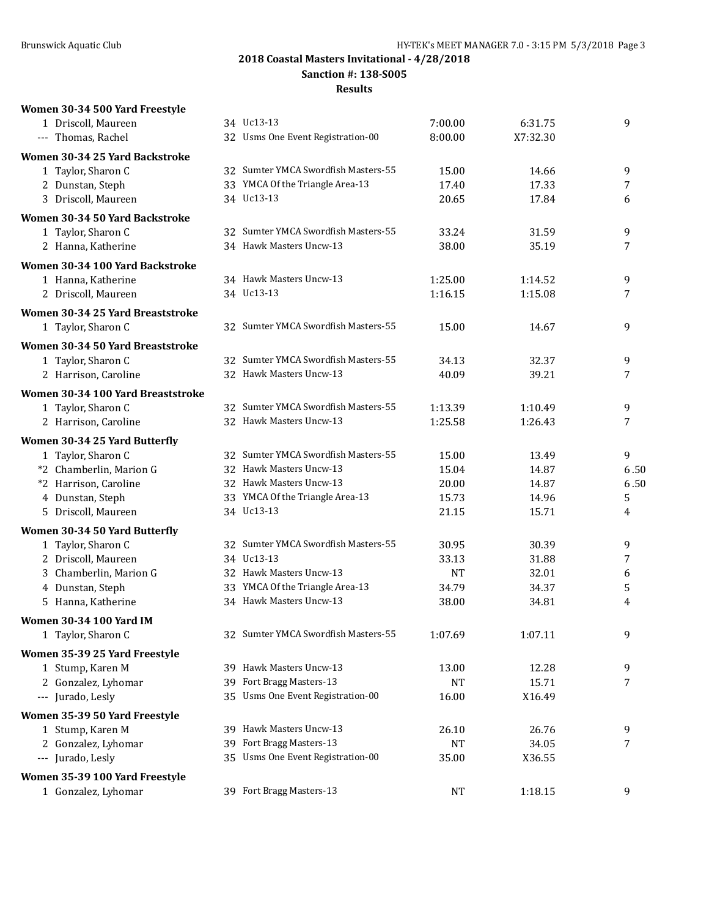# 2018 Coastal Masters Invitational - 4/28/2018

**Sanction #: 138-S005**

**Results**

### Women 30-34 500 Yard Freestyle

| Place | Name | Age | Team | Seed Time | Finals Time | Points |
|---|---|---|---|---|---|---|
| 1 | Driscoll, Maureen | 34 | Uc13-13 | 7:00.00 | 6:31.75 | 9 |
| --- | Thomas, Rachel | 32 | Usms One Event Registration-00 | 8:00.00 | X7:32.30 | |

### Women 30-34 25 Yard Backstroke

| Place | Name | Age | Team | Seed Time | Finals Time | Points |
|---|---|---|---|---|---|---|
| 1 | Taylor, Sharon C | 32 | Sumter YMCA Swordfish Masters-55 | 15.00 | 14.66 | 9 |
| 2 | Dunstan, Steph | 33 | YMCA Of the Triangle Area-13 | 17.40 | 17.33 | 7 |
| 3 | Driscoll, Maureen | 34 | Uc13-13 | 20.65 | 17.84 | 6 |

### Women 30-34 50 Yard Backstroke

| Place | Name | Age | Team | Seed Time | Finals Time | Points |
|---|---|---|---|---|---|---|
| 1 | Taylor, Sharon C | 32 | Sumter YMCA Swordfish Masters-55 | 33.24 | 31.59 | 9 |
| 2 | Hanna, Katherine | 34 | Hawk Masters Uncw-13 | 38.00 | 35.19 | 7 |

### Women 30-34 100 Yard Backstroke

| Place | Name | Age | Team | Seed Time | Finals Time | Points |
|---|---|---|---|---|---|---|
| 1 | Hanna, Katherine | 34 | Hawk Masters Uncw-13 | 1:25.00 | 1:14.52 | 9 |
| 2 | Driscoll, Maureen | 34 | Uc13-13 | 1:16.15 | 1:15.08 | 7 |

### Women 30-34 25 Yard Breaststroke

| Place | Name | Age | Team | Seed Time | Finals Time | Points |
|---|---|---|---|---|---|---|
| 1 | Taylor, Sharon C | 32 | Sumter YMCA Swordfish Masters-55 | 15.00 | 14.67 | 9 |

### Women 30-34 50 Yard Breaststroke

| Place | Name | Age | Team | Seed Time | Finals Time | Points |
|---|---|---|---|---|---|---|
| 1 | Taylor, Sharon C | 32 | Sumter YMCA Swordfish Masters-55 | 34.13 | 32.37 | 9 |
| 2 | Harrison, Caroline | 32 | Hawk Masters Uncw-13 | 40.09 | 39.21 | 7 |

### Women 30-34 100 Yard Breaststroke

| Place | Name | Age | Team | Seed Time | Finals Time | Points |
|---|---|---|---|---|---|---|
| 1 | Taylor, Sharon C | 32 | Sumter YMCA Swordfish Masters-55 | 1:13.39 | 1:10.49 | 9 |
| 2 | Harrison, Caroline | 32 | Hawk Masters Uncw-13 | 1:25.58 | 1:26.43 | 7 |

### Women 30-34 25 Yard Butterfly

| Place | Name | Age | Team | Seed Time | Finals Time | Points |
|---|---|---|---|---|---|---|
| 1 | Taylor, Sharon C | 32 | Sumter YMCA Swordfish Masters-55 | 15.00 | 13.49 | 9 |
| *2 | Chamberlin, Marion G | 32 | Hawk Masters Uncw-13 | 15.04 | 14.87 | 6.50 |
| *2 | Harrison, Caroline | 32 | Hawk Masters Uncw-13 | 20.00 | 14.87 | 6.50 |
| 4 | Dunstan, Steph | 33 | YMCA Of the Triangle Area-13 | 15.73 | 14.96 | 5 |
| 5 | Driscoll, Maureen | 34 | Uc13-13 | 21.15 | 15.71 | 4 |

### Women 30-34 50 Yard Butterfly

| Place | Name | Age | Team | Seed Time | Finals Time | Points |
|---|---|---|---|---|---|---|
| 1 | Taylor, Sharon C | 32 | Sumter YMCA Swordfish Masters-55 | 30.95 | 30.39 | 9 |
| 2 | Driscoll, Maureen | 34 | Uc13-13 | 33.13 | 31.88 | 7 |
| 3 | Chamberlin, Marion G | 32 | Hawk Masters Uncw-13 | NT | 32.01 | 6 |
| 4 | Dunstan, Steph | 33 | YMCA Of the Triangle Area-13 | 34.79 | 34.37 | 5 |
| 5 | Hanna, Katherine | 34 | Hawk Masters Uncw-13 | 38.00 | 34.81 | 4 |

### Women 30-34 100 Yard IM

| Place | Name | Age | Team | Seed Time | Finals Time | Points |
|---|---|---|---|---|---|---|
| 1 | Taylor, Sharon C | 32 | Sumter YMCA Swordfish Masters-55 | 1:07.69 | 1:07.11 | 9 |

### Women 35-39 25 Yard Freestyle

| Place | Name | Age | Team | Seed Time | Finals Time | Points |
|---|---|---|---|---|---|---|
| 1 | Stump, Karen M | 39 | Hawk Masters Uncw-13 | 13.00 | 12.28 | 9 |
| 2 | Gonzalez, Lyhomar | 39 | Fort Bragg Masters-13 | NT | 15.71 | 7 |
| --- | Jurado, Lesly | 35 | Usms One Event Registration-00 | 16.00 | X16.49 | |

### Women 35-39 50 Yard Freestyle

| Place | Name | Age | Team | Seed Time | Finals Time | Points |
|---|---|---|---|---|---|---|
| 1 | Stump, Karen M | 39 | Hawk Masters Uncw-13 | 26.10 | 26.76 | 9 |
| 2 | Gonzalez, Lyhomar | 39 | Fort Bragg Masters-13 | NT | 34.05 | 7 |
| --- | Jurado, Lesly | 35 | Usms One Event Registration-00 | 35.00 | X36.55 | |

### Women 35-39 100 Yard Freestyle

| Place | Name | Age | Team | Seed Time | Finals Time | Points |
|---|---|---|---|---|---|---|
| 1 | Gonzalez, Lyhomar | 39 | Fort Bragg Masters-13 | NT | 1:18.15 | 9 |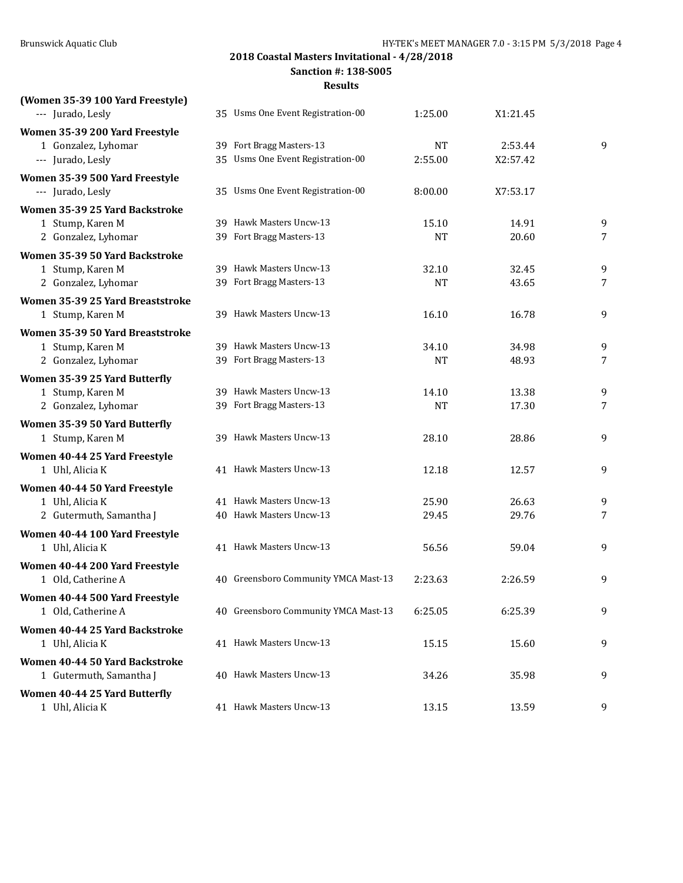## 2018 Coastal Masters Invitational - 4/28/2018

**Sanction #: 138-S005**

**Results**

**(Women 35-39 100 Yard Freestyle)**

| Place | Name | Age | Team | Seed Time | Finals Time | Points |
|---|---|---|---|---|---|---|
| --- | Jurado, Lesly | 35 | Usms One Event Registration-00 | 1:25.00 | X1:21.45 | |

**Women 35-39 200 Yard Freestyle**

| Place | Name | Age | Team | Seed Time | Finals Time | Points |
|---|---|---|---|---|---|---|
| 1 | Gonzalez, Lyhomar | 39 | Fort Bragg Masters-13 | NT | 2:53.44 | 9 |
| --- | Jurado, Lesly | 35 | Usms One Event Registration-00 | 2:55.00 | X2:57.42 | |

**Women 35-39 500 Yard Freestyle**

| Place | Name | Age | Team | Seed Time | Finals Time | Points |
|---|---|---|---|---|---|---|
| --- | Jurado, Lesly | 35 | Usms One Event Registration-00 | 8:00.00 | X7:53.17 | |

**Women 35-39 25 Yard Backstroke**

| Place | Name | Age | Team | Seed Time | Finals Time | Points |
|---|---|---|---|---|---|---|
| 1 | Stump, Karen M | 39 | Hawk Masters Uncw-13 | 15.10 | 14.91 | 9 |
| 2 | Gonzalez, Lyhomar | 39 | Fort Bragg Masters-13 | NT | 20.60 | 7 |

**Women 35-39 50 Yard Backstroke**

| Place | Name | Age | Team | Seed Time | Finals Time | Points |
|---|---|---|---|---|---|---|
| 1 | Stump, Karen M | 39 | Hawk Masters Uncw-13 | 32.10 | 32.45 | 9 |
| 2 | Gonzalez, Lyhomar | 39 | Fort Bragg Masters-13 | NT | 43.65 | 7 |

**Women 35-39 25 Yard Breaststroke**

| Place | Name | Age | Team | Seed Time | Finals Time | Points |
|---|---|---|---|---|---|---|
| 1 | Stump, Karen M | 39 | Hawk Masters Uncw-13 | 16.10 | 16.78 | 9 |

**Women 35-39 50 Yard Breaststroke**

| Place | Name | Age | Team | Seed Time | Finals Time | Points |
|---|---|---|---|---|---|---|
| 1 | Stump, Karen M | 39 | Hawk Masters Uncw-13 | 34.10 | 34.98 | 9 |
| 2 | Gonzalez, Lyhomar | 39 | Fort Bragg Masters-13 | NT | 48.93 | 7 |

**Women 35-39 25 Yard Butterfly**

| Place | Name | Age | Team | Seed Time | Finals Time | Points |
|---|---|---|---|---|---|---|
| 1 | Stump, Karen M | 39 | Hawk Masters Uncw-13 | 14.10 | 13.38 | 9 |
| 2 | Gonzalez, Lyhomar | 39 | Fort Bragg Masters-13 | NT | 17.30 | 7 |

**Women 35-39 50 Yard Butterfly**

| Place | Name | Age | Team | Seed Time | Finals Time | Points |
|---|---|---|---|---|---|---|
| 1 | Stump, Karen M | 39 | Hawk Masters Uncw-13 | 28.10 | 28.86 | 9 |

**Women 40-44 25 Yard Freestyle**

| Place | Name | Age | Team | Seed Time | Finals Time | Points |
|---|---|---|---|---|---|---|
| 1 | Uhl, Alicia K | 41 | Hawk Masters Uncw-13 | 12.18 | 12.57 | 9 |

**Women 40-44 50 Yard Freestyle**

| Place | Name | Age | Team | Seed Time | Finals Time | Points |
|---|---|---|---|---|---|---|
| 1 | Uhl, Alicia K | 41 | Hawk Masters Uncw-13 | 25.90 | 26.63 | 9 |
| 2 | Gutermuth, Samantha J | 40 | Hawk Masters Uncw-13 | 29.45 | 29.76 | 7 |

**Women 40-44 100 Yard Freestyle**

| Place | Name | Age | Team | Seed Time | Finals Time | Points |
|---|---|---|---|---|---|---|
| 1 | Uhl, Alicia K | 41 | Hawk Masters Uncw-13 | 56.56 | 59.04 | 9 |

**Women 40-44 200 Yard Freestyle**

| Place | Name | Age | Team | Seed Time | Finals Time | Points |
|---|---|---|---|---|---|---|
| 1 | Old, Catherine A | 40 | Greensboro Community YMCA Mast-13 | 2:23.63 | 2:26.59 | 9 |

**Women 40-44 500 Yard Freestyle**

| Place | Name | Age | Team | Seed Time | Finals Time | Points |
|---|---|---|---|---|---|---|
| 1 | Old, Catherine A | 40 | Greensboro Community YMCA Mast-13 | 6:25.05 | 6:25.39 | 9 |

**Women 40-44 25 Yard Backstroke**

| Place | Name | Age | Team | Seed Time | Finals Time | Points |
|---|---|---|---|---|---|---|
| 1 | Uhl, Alicia K | 41 | Hawk Masters Uncw-13 | 15.15 | 15.60 | 9 |

**Women 40-44 50 Yard Backstroke**

| Place | Name | Age | Team | Seed Time | Finals Time | Points |
|---|---|---|---|---|---|---|
| 1 | Gutermuth, Samantha J | 40 | Hawk Masters Uncw-13 | 34.26 | 35.98 | 9 |

**Women 40-44 25 Yard Butterfly**

| Place | Name | Age | Team | Seed Time | Finals Time | Points |
|---|---|---|---|---|---|---|
| 1 | Uhl, Alicia K | 41 | Hawk Masters Uncw-13 | 13.15 | 13.59 | 9 |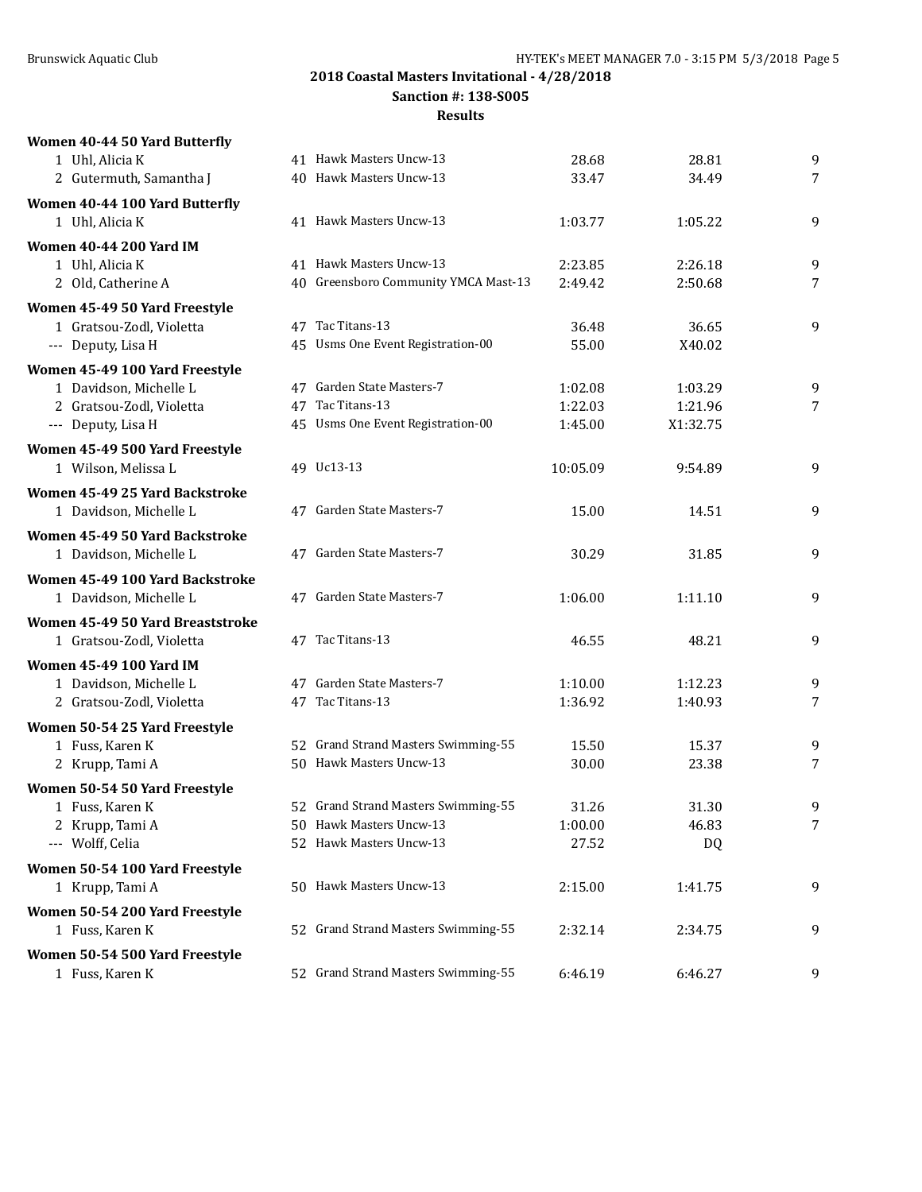## 2018 Coastal Masters Invitational - 4/28/2018

### Sanction #: 138-S005

### Results

**Women 40-44 50 Yard Butterfly**

| | Name | Age | Team | Seed | Finals | Points |
|---|---|---|---|---|---|---|
| 1 | Uhl, Alicia K | 41 | Hawk Masters Uncw-13 | 28.68 | 28.81 | 9 |
| 2 | Gutermuth, Samantha J | 40 | Hawk Masters Uncw-13 | 33.47 | 34.49 | 7 |

**Women 40-44 100 Yard Butterfly**

| | Name | Age | Team | Seed | Finals | Points |
|---|---|---|---|---|---|---|
| 1 | Uhl, Alicia K | 41 | Hawk Masters Uncw-13 | 1:03.77 | 1:05.22 | 9 |

**Women 40-44 200 Yard IM**

| | Name | Age | Team | Seed | Finals | Points |
|---|---|---|---|---|---|---|
| 1 | Uhl, Alicia K | 41 | Hawk Masters Uncw-13 | 2:23.85 | 2:26.18 | 9 |
| 2 | Old, Catherine A | 40 | Greensboro Community YMCA Mast-13 | 2:49.42 | 2:50.68 | 7 |

**Women 45-49 50 Yard Freestyle**

| | Name | Age | Team | Seed | Finals | Points |
|---|---|---|---|---|---|---|
| 1 | Gratsou-Zodl, Violetta | 47 | Tac Titans-13 | 36.48 | 36.65 | 9 |
| --- | Deputy, Lisa H | 45 | Usms One Event Registration-00 | 55.00 | X40.02 | |

**Women 45-49 100 Yard Freestyle**

| | Name | Age | Team | Seed | Finals | Points |
|---|---|---|---|---|---|---|
| 1 | Davidson, Michelle L | 47 | Garden State Masters-7 | 1:02.08 | 1:03.29 | 9 |
| 2 | Gratsou-Zodl, Violetta | 47 | Tac Titans-13 | 1:22.03 | 1:21.96 | 7 |
| --- | Deputy, Lisa H | 45 | Usms One Event Registration-00 | 1:45.00 | X1:32.75 | |

**Women 45-49 500 Yard Freestyle**

| | Name | Age | Team | Seed | Finals | Points |
|---|---|---|---|---|---|---|
| 1 | Wilson, Melissa L | 49 | Uc13-13 | 10:05.09 | 9:54.89 | 9 |

**Women 45-49 25 Yard Backstroke**

| | Name | Age | Team | Seed | Finals | Points |
|---|---|---|---|---|---|---|
| 1 | Davidson, Michelle L | 47 | Garden State Masters-7 | 15.00 | 14.51 | 9 |

**Women 45-49 50 Yard Backstroke**

| | Name | Age | Team | Seed | Finals | Points |
|---|---|---|---|---|---|---|
| 1 | Davidson, Michelle L | 47 | Garden State Masters-7 | 30.29 | 31.85 | 9 |

**Women 45-49 100 Yard Backstroke**

| | Name | Age | Team | Seed | Finals | Points |
|---|---|---|---|---|---|---|
| 1 | Davidson, Michelle L | 47 | Garden State Masters-7 | 1:06.00 | 1:11.10 | 9 |

**Women 45-49 50 Yard Breaststroke**

| | Name | Age | Team | Seed | Finals | Points |
|---|---|---|---|---|---|---|
| 1 | Gratsou-Zodl, Violetta | 47 | Tac Titans-13 | 46.55 | 48.21 | 9 |

**Women 45-49 100 Yard IM**

| | Name | Age | Team | Seed | Finals | Points |
|---|---|---|---|---|---|---|
| 1 | Davidson, Michelle L | 47 | Garden State Masters-7 | 1:10.00 | 1:12.23 | 9 |
| 2 | Gratsou-Zodl, Violetta | 47 | Tac Titans-13 | 1:36.92 | 1:40.93 | 7 |

**Women 50-54 25 Yard Freestyle**

| | Name | Age | Team | Seed | Finals | Points |
|---|---|---|---|---|---|---|
| 1 | Fuss, Karen K | 52 | Grand Strand Masters Swimming-55 | 15.50 | 15.37 | 9 |
| 2 | Krupp, Tami A | 50 | Hawk Masters Uncw-13 | 30.00 | 23.38 | 7 |

**Women 50-54 50 Yard Freestyle**

| | Name | Age | Team | Seed | Finals | Points |
|---|---|---|---|---|---|---|
| 1 | Fuss, Karen K | 52 | Grand Strand Masters Swimming-55 | 31.26 | 31.30 | 9 |
| 2 | Krupp, Tami A | 50 | Hawk Masters Uncw-13 | 1:00.00 | 46.83 | 7 |
| --- | Wolff, Celia | 52 | Hawk Masters Uncw-13 | 27.52 | DQ | |

**Women 50-54 100 Yard Freestyle**

| | Name | Age | Team | Seed | Finals | Points |
|---|---|---|---|---|---|---|
| 1 | Krupp, Tami A | 50 | Hawk Masters Uncw-13 | 2:15.00 | 1:41.75 | 9 |

**Women 50-54 200 Yard Freestyle**

| | Name | Age | Team | Seed | Finals | Points |
|---|---|---|---|---|---|---|
| 1 | Fuss, Karen K | 52 | Grand Strand Masters Swimming-55 | 2:32.14 | 2:34.75 | 9 |

**Women 50-54 500 Yard Freestyle**

| | Name | Age | Team | Seed | Finals | Points |
|---|---|---|---|---|---|---|
| 1 | Fuss, Karen K | 52 | Grand Strand Masters Swimming-55 | 6:46.19 | 6:46.27 | 9 |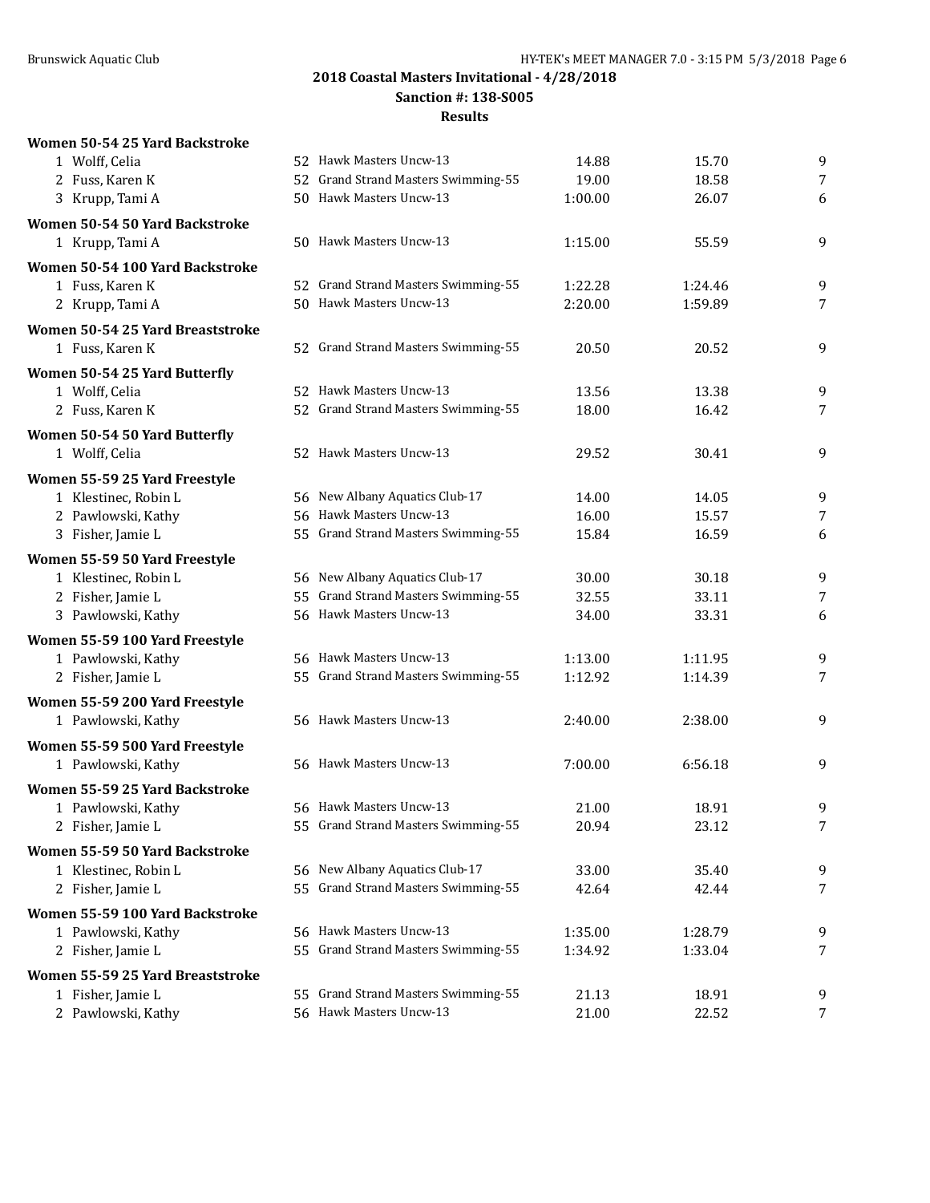## 2018 Coastal Masters Invitational - 4/28/2018

**Sanction #: 138-S005**

**Results**

### Women 50-54 25 Yard Backstroke

| | Name | Age | Team | Seed | Finals | Points |
|---|---|---|---|---|---|---|
| 1 | Wolff, Celia | 52 | Hawk Masters Uncw-13 | 14.88 | 15.70 | 9 |
| 2 | Fuss, Karen K | 52 | Grand Strand Masters Swimming-55 | 19.00 | 18.58 | 7 |
| 3 | Krupp, Tami A | 50 | Hawk Masters Uncw-13 | 1:00.00 | 26.07 | 6 |

### Women 50-54 50 Yard Backstroke

| | Name | Age | Team | Seed | Finals | Points |
|---|---|---|---|---|---|---|
| 1 | Krupp, Tami A | 50 | Hawk Masters Uncw-13 | 1:15.00 | 55.59 | 9 |

### Women 50-54 100 Yard Backstroke

| | Name | Age | Team | Seed | Finals | Points |
|---|---|---|---|---|---|---|
| 1 | Fuss, Karen K | 52 | Grand Strand Masters Swimming-55 | 1:22.28 | 1:24.46 | 9 |
| 2 | Krupp, Tami A | 50 | Hawk Masters Uncw-13 | 2:20.00 | 1:59.89 | 7 |

### Women 50-54 25 Yard Breaststroke

| | Name | Age | Team | Seed | Finals | Points |
|---|---|---|---|---|---|---|
| 1 | Fuss, Karen K | 52 | Grand Strand Masters Swimming-55 | 20.50 | 20.52 | 9 |

### Women 50-54 25 Yard Butterfly

| | Name | Age | Team | Seed | Finals | Points |
|---|---|---|---|---|---|---|
| 1 | Wolff, Celia | 52 | Hawk Masters Uncw-13 | 13.56 | 13.38 | 9 |
| 2 | Fuss, Karen K | 52 | Grand Strand Masters Swimming-55 | 18.00 | 16.42 | 7 |

### Women 50-54 50 Yard Butterfly

| | Name | Age | Team | Seed | Finals | Points |
|---|---|---|---|---|---|---|
| 1 | Wolff, Celia | 52 | Hawk Masters Uncw-13 | 29.52 | 30.41 | 9 |

### Women 55-59 25 Yard Freestyle

| | Name | Age | Team | Seed | Finals | Points |
|---|---|---|---|---|---|---|
| 1 | Klestinec, Robin L | 56 | New Albany Aquatics Club-17 | 14.00 | 14.05 | 9 |
| 2 | Pawlowski, Kathy | 56 | Hawk Masters Uncw-13 | 16.00 | 15.57 | 7 |
| 3 | Fisher, Jamie L | 55 | Grand Strand Masters Swimming-55 | 15.84 | 16.59 | 6 |

### Women 55-59 50 Yard Freestyle

| | Name | Age | Team | Seed | Finals | Points |
|---|---|---|---|---|---|---|
| 1 | Klestinec, Robin L | 56 | New Albany Aquatics Club-17 | 30.00 | 30.18 | 9 |
| 2 | Fisher, Jamie L | 55 | Grand Strand Masters Swimming-55 | 32.55 | 33.11 | 7 |
| 3 | Pawlowski, Kathy | 56 | Hawk Masters Uncw-13 | 34.00 | 33.31 | 6 |

### Women 55-59 100 Yard Freestyle

| | Name | Age | Team | Seed | Finals | Points |
|---|---|---|---|---|---|---|
| 1 | Pawlowski, Kathy | 56 | Hawk Masters Uncw-13 | 1:13.00 | 1:11.95 | 9 |
| 2 | Fisher, Jamie L | 55 | Grand Strand Masters Swimming-55 | 1:12.92 | 1:14.39 | 7 |

### Women 55-59 200 Yard Freestyle

| | Name | Age | Team | Seed | Finals | Points |
|---|---|---|---|---|---|---|
| 1 | Pawlowski, Kathy | 56 | Hawk Masters Uncw-13 | 2:40.00 | 2:38.00 | 9 |

### Women 55-59 500 Yard Freestyle

| | Name | Age | Team | Seed | Finals | Points |
|---|---|---|---|---|---|---|
| 1 | Pawlowski, Kathy | 56 | Hawk Masters Uncw-13 | 7:00.00 | 6:56.18 | 9 |

### Women 55-59 25 Yard Backstroke

| | Name | Age | Team | Seed | Finals | Points |
|---|---|---|---|---|---|---|
| 1 | Pawlowski, Kathy | 56 | Hawk Masters Uncw-13 | 21.00 | 18.91 | 9 |
| 2 | Fisher, Jamie L | 55 | Grand Strand Masters Swimming-55 | 20.94 | 23.12 | 7 |

### Women 55-59 50 Yard Backstroke

| | Name | Age | Team | Seed | Finals | Points |
|---|---|---|---|---|---|---|
| 1 | Klestinec, Robin L | 56 | New Albany Aquatics Club-17 | 33.00 | 35.40 | 9 |
| 2 | Fisher, Jamie L | 55 | Grand Strand Masters Swimming-55 | 42.64 | 42.44 | 7 |

### Women 55-59 100 Yard Backstroke

| | Name | Age | Team | Seed | Finals | Points |
|---|---|---|---|---|---|---|
| 1 | Pawlowski, Kathy | 56 | Hawk Masters Uncw-13 | 1:35.00 | 1:28.79 | 9 |
| 2 | Fisher, Jamie L | 55 | Grand Strand Masters Swimming-55 | 1:34.92 | 1:33.04 | 7 |

### Women 55-59 25 Yard Breaststroke

| | Name | Age | Team | Seed | Finals | Points |
|---|---|---|---|---|---|---|
| 1 | Fisher, Jamie L | 55 | Grand Strand Masters Swimming-55 | 21.13 | 18.91 | 9 |
| 2 | Pawlowski, Kathy | 56 | Hawk Masters Uncw-13 | 21.00 | 22.52 | 7 |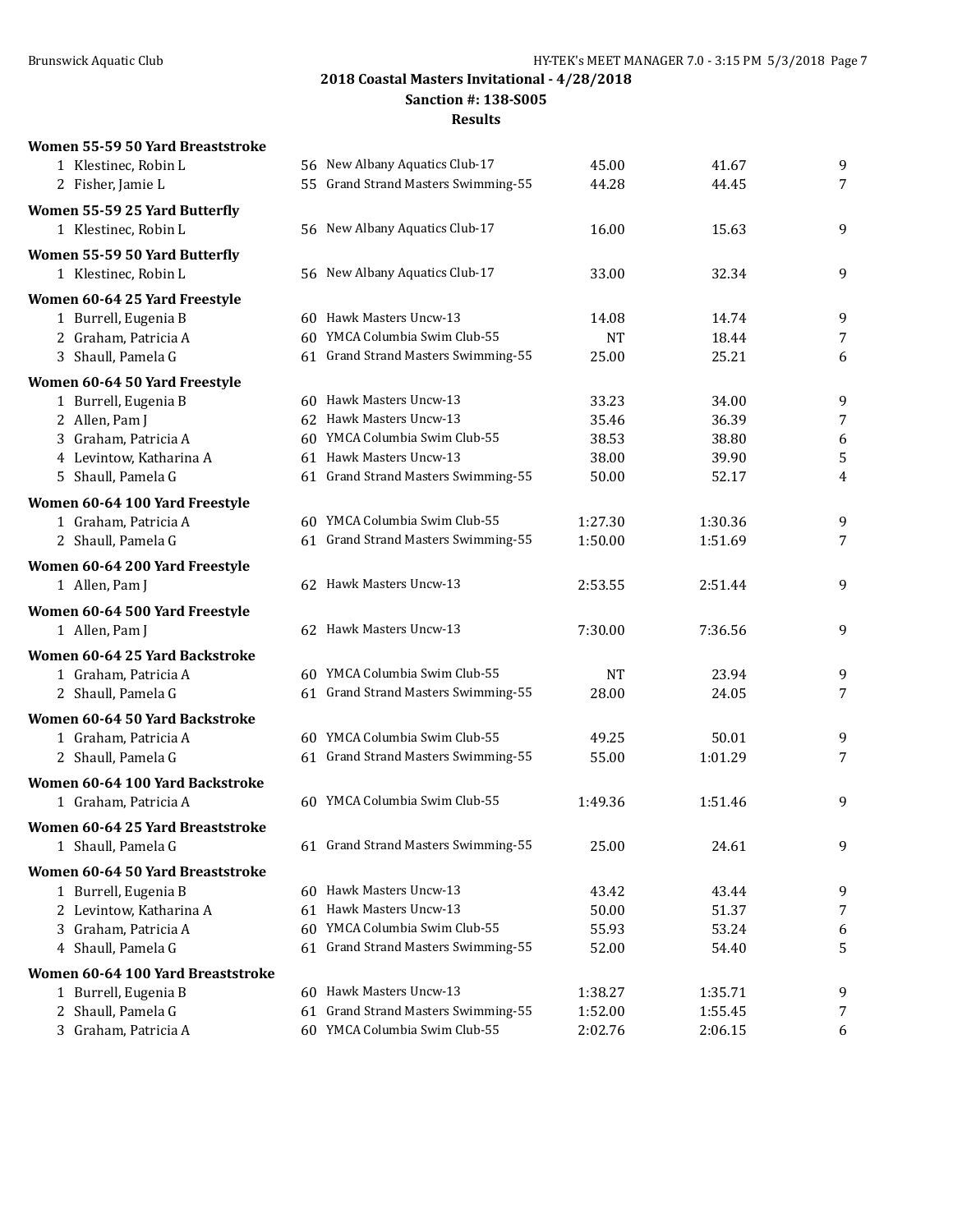## 2018 Coastal Masters Invitational - 4/28/2018
### Sanction #: 138-S005
### Results

**Women 55-59 50 Yard Breaststroke**

| | Name | Age | Team | Seed | Finals | Points |
|---|---|---|---|---|---|---|
| 1 | Klestinec, Robin L | 56 | New Albany Aquatics Club-17 | 45.00 | 41.67 | 9 |
| 2 | Fisher, Jamie L | 55 | Grand Strand Masters Swimming-55 | 44.28 | 44.45 | 7 |

**Women 55-59 25 Yard Butterfly**

| | Name | Age | Team | Seed | Finals | Points |
|---|---|---|---|---|---|---|
| 1 | Klestinec, Robin L | 56 | New Albany Aquatics Club-17 | 16.00 | 15.63 | 9 |

**Women 55-59 50 Yard Butterfly**

| | Name | Age | Team | Seed | Finals | Points |
|---|---|---|---|---|---|---|
| 1 | Klestinec, Robin L | 56 | New Albany Aquatics Club-17 | 33.00 | 32.34 | 9 |

**Women 60-64 25 Yard Freestyle**

| | Name | Age | Team | Seed | Finals | Points |
|---|---|---|---|---|---|---|
| 1 | Burrell, Eugenia B | 60 | Hawk Masters Uncw-13 | 14.08 | 14.74 | 9 |
| 2 | Graham, Patricia A | 60 | YMCA Columbia Swim Club-55 | NT | 18.44 | 7 |
| 3 | Shaull, Pamela G | 61 | Grand Strand Masters Swimming-55 | 25.00 | 25.21 | 6 |

**Women 60-64 50 Yard Freestyle**

| | Name | Age | Team | Seed | Finals | Points |
|---|---|---|---|---|---|---|
| 1 | Burrell, Eugenia B | 60 | Hawk Masters Uncw-13 | 33.23 | 34.00 | 9 |
| 2 | Allen, Pam J | 62 | Hawk Masters Uncw-13 | 35.46 | 36.39 | 7 |
| 3 | Graham, Patricia A | 60 | YMCA Columbia Swim Club-55 | 38.53 | 38.80 | 6 |
| 4 | Levintow, Katharina A | 61 | Hawk Masters Uncw-13 | 38.00 | 39.90 | 5 |
| 5 | Shaull, Pamela G | 61 | Grand Strand Masters Swimming-55 | 50.00 | 52.17 | 4 |

**Women 60-64 100 Yard Freestyle**

| | Name | Age | Team | Seed | Finals | Points |
|---|---|---|---|---|---|---|
| 1 | Graham, Patricia A | 60 | YMCA Columbia Swim Club-55 | 1:27.30 | 1:30.36 | 9 |
| 2 | Shaull, Pamela G | 61 | Grand Strand Masters Swimming-55 | 1:50.00 | 1:51.69 | 7 |

**Women 60-64 200 Yard Freestyle**

| | Name | Age | Team | Seed | Finals | Points |
|---|---|---|---|---|---|---|
| 1 | Allen, Pam J | 62 | Hawk Masters Uncw-13 | 2:53.55 | 2:51.44 | 9 |

**Women 60-64 500 Yard Freestyle**

| | Name | Age | Team | Seed | Finals | Points |
|---|---|---|---|---|---|---|
| 1 | Allen, Pam J | 62 | Hawk Masters Uncw-13 | 7:30.00 | 7:36.56 | 9 |

**Women 60-64 25 Yard Backstroke**

| | Name | Age | Team | Seed | Finals | Points |
|---|---|---|---|---|---|---|
| 1 | Graham, Patricia A | 60 | YMCA Columbia Swim Club-55 | NT | 23.94 | 9 |
| 2 | Shaull, Pamela G | 61 | Grand Strand Masters Swimming-55 | 28.00 | 24.05 | 7 |

**Women 60-64 50 Yard Backstroke**

| | Name | Age | Team | Seed | Finals | Points |
|---|---|---|---|---|---|---|
| 1 | Graham, Patricia A | 60 | YMCA Columbia Swim Club-55 | 49.25 | 50.01 | 9 |
| 2 | Shaull, Pamela G | 61 | Grand Strand Masters Swimming-55 | 55.00 | 1:01.29 | 7 |

**Women 60-64 100 Yard Backstroke**

| | Name | Age | Team | Seed | Finals | Points |
|---|---|---|---|---|---|---|
| 1 | Graham, Patricia A | 60 | YMCA Columbia Swim Club-55 | 1:49.36 | 1:51.46 | 9 |

**Women 60-64 25 Yard Breaststroke**

| | Name | Age | Team | Seed | Finals | Points |
|---|---|---|---|---|---|---|
| 1 | Shaull, Pamela G | 61 | Grand Strand Masters Swimming-55 | 25.00 | 24.61 | 9 |

**Women 60-64 50 Yard Breaststroke**

| | Name | Age | Team | Seed | Finals | Points |
|---|---|---|---|---|---|---|
| 1 | Burrell, Eugenia B | 60 | Hawk Masters Uncw-13 | 43.42 | 43.44 | 9 |
| 2 | Levintow, Katharina A | 61 | Hawk Masters Uncw-13 | 50.00 | 51.37 | 7 |
| 3 | Graham, Patricia A | 60 | YMCA Columbia Swim Club-55 | 55.93 | 53.24 | 6 |
| 4 | Shaull, Pamela G | 61 | Grand Strand Masters Swimming-55 | 52.00 | 54.40 | 5 |

**Women 60-64 100 Yard Breaststroke**

| | Name | Age | Team | Seed | Finals | Points |
|---|---|---|---|---|---|---|
| 1 | Burrell, Eugenia B | 60 | Hawk Masters Uncw-13 | 1:38.27 | 1:35.71 | 9 |
| 2 | Shaull, Pamela G | 61 | Grand Strand Masters Swimming-55 | 1:52.00 | 1:55.45 | 7 |
| 3 | Graham, Patricia A | 60 | YMCA Columbia Swim Club-55 | 2:02.76 | 2:06.15 | 6 |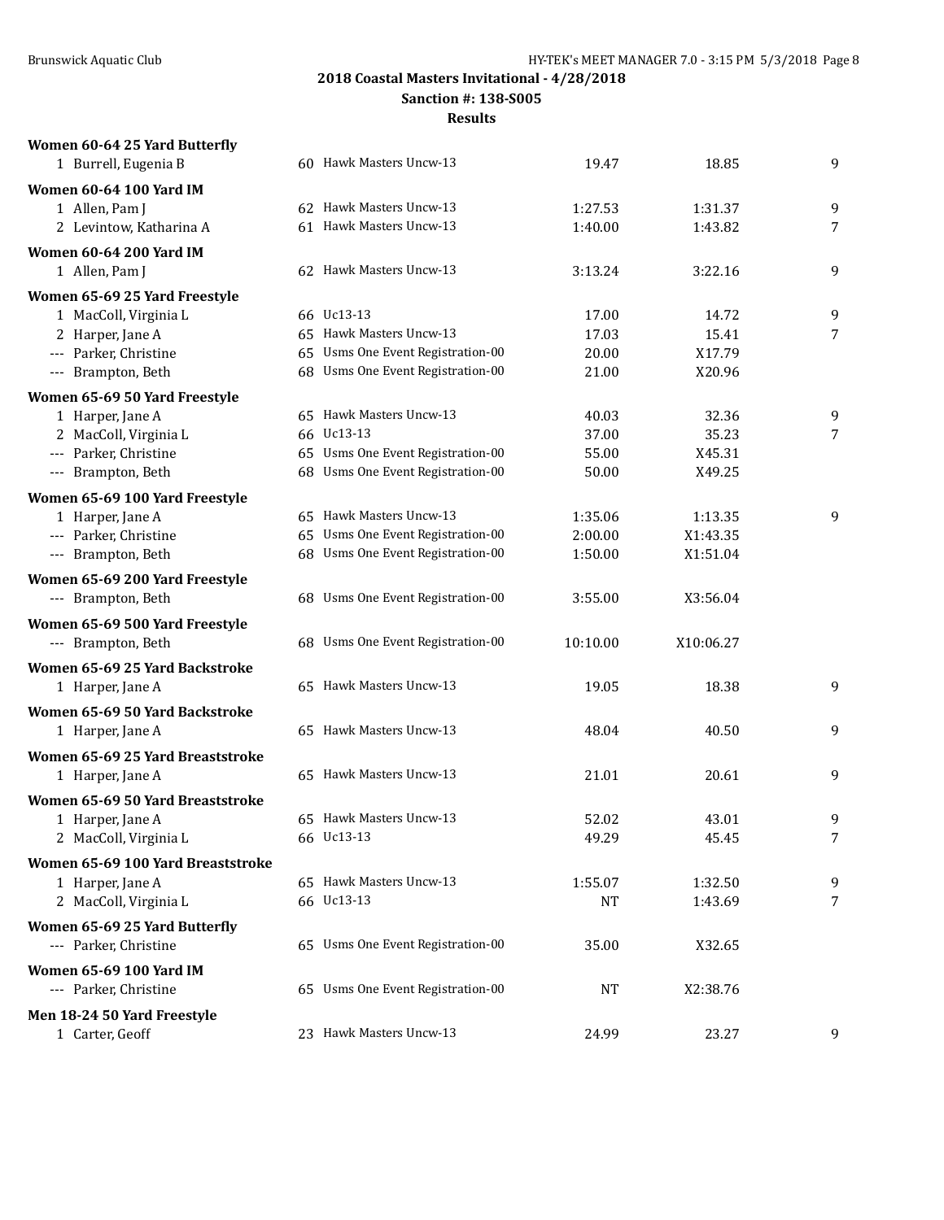**2018 Coastal Masters Invitational - 4/28/2018**

**Sanction #: 138-S005**

**Results**

**Women 60-64 25 Yard Butterfly**

| | Name | Age | Team | Seed Time | Finals Time | Points |
|---|---|---|---|---|---|---|
| 1 | Burrell, Eugenia B | 60 | Hawk Masters Uncw-13 | 19.47 | 18.85 | 9 |

**Women 60-64 100 Yard IM**

| | Name | Age | Team | Seed Time | Finals Time | Points |
|---|---|---|---|---|---|---|
| 1 | Allen, Pam J | 62 | Hawk Masters Uncw-13 | 1:27.53 | 1:31.37 | 9 |
| 2 | Levintow, Katharina A | 61 | Hawk Masters Uncw-13 | 1:40.00 | 1:43.82 | 7 |

**Women 60-64 200 Yard IM**

| | Name | Age | Team | Seed Time | Finals Time | Points |
|---|---|---|---|---|---|---|
| 1 | Allen, Pam J | 62 | Hawk Masters Uncw-13 | 3:13.24 | 3:22.16 | 9 |

**Women 65-69 25 Yard Freestyle**

| | Name | Age | Team | Seed Time | Finals Time | Points |
|---|---|---|---|---|---|---|
| 1 | MacColl, Virginia L | 66 | Uc13-13 | 17.00 | 14.72 | 9 |
| 2 | Harper, Jane A | 65 | Hawk Masters Uncw-13 | 17.03 | 15.41 | 7 |
| --- | Parker, Christine | 65 | Usms One Event Registration-00 | 20.00 | X17.79 | |
| --- | Brampton, Beth | 68 | Usms One Event Registration-00 | 21.00 | X20.96 | |

**Women 65-69 50 Yard Freestyle**

| | Name | Age | Team | Seed Time | Finals Time | Points |
|---|---|---|---|---|---|---|
| 1 | Harper, Jane A | 65 | Hawk Masters Uncw-13 | 40.03 | 32.36 | 9 |
| 2 | MacColl, Virginia L | 66 | Uc13-13 | 37.00 | 35.23 | 7 |
| --- | Parker, Christine | 65 | Usms One Event Registration-00 | 55.00 | X45.31 | |
| --- | Brampton, Beth | 68 | Usms One Event Registration-00 | 50.00 | X49.25 | |

**Women 65-69 100 Yard Freestyle**

| | Name | Age | Team | Seed Time | Finals Time | Points |
|---|---|---|---|---|---|---|
| 1 | Harper, Jane A | 65 | Hawk Masters Uncw-13 | 1:35.06 | 1:13.35 | 9 |
| --- | Parker, Christine | 65 | Usms One Event Registration-00 | 2:00.00 | X1:43.35 | |
| --- | Brampton, Beth | 68 | Usms One Event Registration-00 | 1:50.00 | X1:51.04 | |

**Women 65-69 200 Yard Freestyle**

| | Name | Age | Team | Seed Time | Finals Time | Points |
|---|---|---|---|---|---|---|
| --- | Brampton, Beth | 68 | Usms One Event Registration-00 | 3:55.00 | X3:56.04 | |

**Women 65-69 500 Yard Freestyle**

| | Name | Age | Team | Seed Time | Finals Time | Points |
|---|---|---|---|---|---|---|
| --- | Brampton, Beth | 68 | Usms One Event Registration-00 | 10:10.00 | X10:06.27 | |

**Women 65-69 25 Yard Backstroke**

| | Name | Age | Team | Seed Time | Finals Time | Points |
|---|---|---|---|---|---|---|
| 1 | Harper, Jane A | 65 | Hawk Masters Uncw-13 | 19.05 | 18.38 | 9 |

**Women 65-69 50 Yard Backstroke**

| | Name | Age | Team | Seed Time | Finals Time | Points |
|---|---|---|---|---|---|---|
| 1 | Harper, Jane A | 65 | Hawk Masters Uncw-13 | 48.04 | 40.50 | 9 |

**Women 65-69 25 Yard Breaststroke**

| | Name | Age | Team | Seed Time | Finals Time | Points |
|---|---|---|---|---|---|---|
| 1 | Harper, Jane A | 65 | Hawk Masters Uncw-13 | 21.01 | 20.61 | 9 |

**Women 65-69 50 Yard Breaststroke**

| | Name | Age | Team | Seed Time | Finals Time | Points |
|---|---|---|---|---|---|---|
| 1 | Harper, Jane A | 65 | Hawk Masters Uncw-13 | 52.02 | 43.01 | 9 |
| 2 | MacColl, Virginia L | 66 | Uc13-13 | 49.29 | 45.45 | 7 |

**Women 65-69 100 Yard Breaststroke**

| | Name | Age | Team | Seed Time | Finals Time | Points |
|---|---|---|---|---|---|---|
| 1 | Harper, Jane A | 65 | Hawk Masters Uncw-13 | 1:55.07 | 1:32.50 | 9 |
| 2 | MacColl, Virginia L | 66 | Uc13-13 | NT | 1:43.69 | 7 |

**Women 65-69 25 Yard Butterfly**

| | Name | Age | Team | Seed Time | Finals Time | Points |
|---|---|---|---|---|---|---|
| --- | Parker, Christine | 65 | Usms One Event Registration-00 | 35.00 | X32.65 | |

**Women 65-69 100 Yard IM**

| | Name | Age | Team | Seed Time | Finals Time | Points |
|---|---|---|---|---|---|---|
| --- | Parker, Christine | 65 | Usms One Event Registration-00 | NT | X2:38.76 | |

**Men 18-24 50 Yard Freestyle**

| | Name | Age | Team | Seed Time | Finals Time | Points |
|---|---|---|---|---|---|---|
| 1 | Carter, Geoff | 23 | Hawk Masters Uncw-13 | 24.99 | 23.27 | 9 |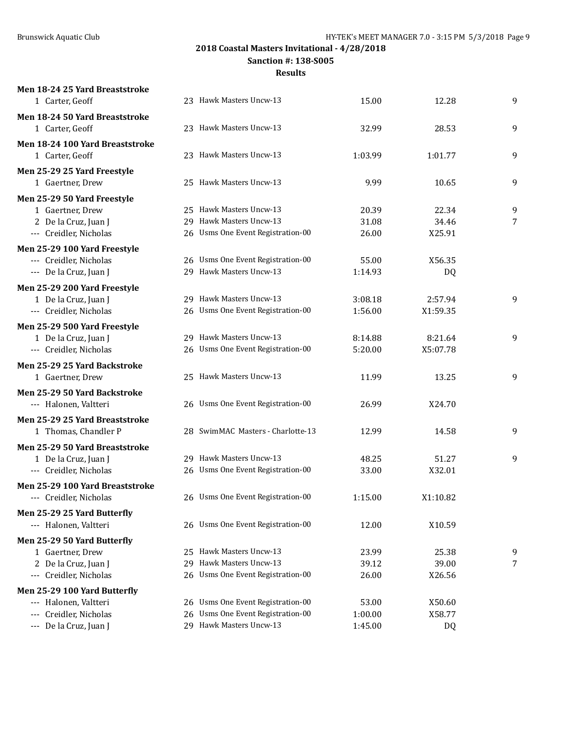**2018 Coastal Masters Invitational - 4/28/2018**
**Sanction #: 138-S005**
**Results**

**Men 18-24 25 Yard Breaststroke**

| | Name | Age | Team | Seed Time | Finals Time | Points |
|---|---|---|---|---|---|---|
| 1 | Carter, Geoff | 23 | Hawk Masters Uncw-13 | 15.00 | 12.28 | 9 |

**Men 18-24 50 Yard Breaststroke**

| | Name | Age | Team | Seed Time | Finals Time | Points |
|---|---|---|---|---|---|---|
| 1 | Carter, Geoff | 23 | Hawk Masters Uncw-13 | 32.99 | 28.53 | 9 |

**Men 18-24 100 Yard Breaststroke**

| | Name | Age | Team | Seed Time | Finals Time | Points |
|---|---|---|---|---|---|---|
| 1 | Carter, Geoff | 23 | Hawk Masters Uncw-13 | 1:03.99 | 1:01.77 | 9 |

**Men 25-29 25 Yard Freestyle**

| | Name | Age | Team | Seed Time | Finals Time | Points |
|---|---|---|---|---|---|---|
| 1 | Gaertner, Drew | 25 | Hawk Masters Uncw-13 | 9.99 | 10.65 | 9 |

**Men 25-29 50 Yard Freestyle**

| | Name | Age | Team | Seed Time | Finals Time | Points |
|---|---|---|---|---|---|---|
| 1 | Gaertner, Drew | 25 | Hawk Masters Uncw-13 | 20.39 | 22.34 | 9 |
| 2 | De la Cruz, Juan J | 29 | Hawk Masters Uncw-13 | 31.08 | 34.46 | 7 |
| --- | Creidler, Nicholas | 26 | Usms One Event Registration-00 | 26.00 | X25.91 | |

**Men 25-29 100 Yard Freestyle**

| | Name | Age | Team | Seed Time | Finals Time | Points |
|---|---|---|---|---|---|---|
| --- | Creidler, Nicholas | 26 | Usms One Event Registration-00 | 55.00 | X56.35 | |
| --- | De la Cruz, Juan J | 29 | Hawk Masters Uncw-13 | 1:14.93 | DQ | |

**Men 25-29 200 Yard Freestyle**

| | Name | Age | Team | Seed Time | Finals Time | Points |
|---|---|---|---|---|---|---|
| 1 | De la Cruz, Juan J | 29 | Hawk Masters Uncw-13 | 3:08.18 | 2:57.94 | 9 |
| --- | Creidler, Nicholas | 26 | Usms One Event Registration-00 | 1:56.00 | X1:59.35 | |

**Men 25-29 500 Yard Freestyle**

| | Name | Age | Team | Seed Time | Finals Time | Points |
|---|---|---|---|---|---|---|
| 1 | De la Cruz, Juan J | 29 | Hawk Masters Uncw-13 | 8:14.88 | 8:21.64 | 9 |
| --- | Creidler, Nicholas | 26 | Usms One Event Registration-00 | 5:20.00 | X5:07.78 | |

**Men 25-29 25 Yard Backstroke**

| | Name | Age | Team | Seed Time | Finals Time | Points |
|---|---|---|---|---|---|---|
| 1 | Gaertner, Drew | 25 | Hawk Masters Uncw-13 | 11.99 | 13.25 | 9 |

**Men 25-29 50 Yard Backstroke**

| | Name | Age | Team | Seed Time | Finals Time | Points |
|---|---|---|---|---|---|---|
| --- | Halonen, Valtteri | 26 | Usms One Event Registration-00 | 26.99 | X24.70 | |

**Men 25-29 25 Yard Breaststroke**

| | Name | Age | Team | Seed Time | Finals Time | Points |
|---|---|---|---|---|---|---|
| 1 | Thomas, Chandler P | 28 | SwimMAC Masters - Charlotte-13 | 12.99 | 14.58 | 9 |

**Men 25-29 50 Yard Breaststroke**

| | Name | Age | Team | Seed Time | Finals Time | Points |
|---|---|---|---|---|---|---|
| 1 | De la Cruz, Juan J | 29 | Hawk Masters Uncw-13 | 48.25 | 51.27 | 9 |
| --- | Creidler, Nicholas | 26 | Usms One Event Registration-00 | 33.00 | X32.01 | |

**Men 25-29 100 Yard Breaststroke**

| | Name | Age | Team | Seed Time | Finals Time | Points |
|---|---|---|---|---|---|---|
| --- | Creidler, Nicholas | 26 | Usms One Event Registration-00 | 1:15.00 | X1:10.82 | |

**Men 25-29 25 Yard Butterfly**

| | Name | Age | Team | Seed Time | Finals Time | Points |
|---|---|---|---|---|---|---|
| --- | Halonen, Valtteri | 26 | Usms One Event Registration-00 | 12.00 | X10.59 | |

**Men 25-29 50 Yard Butterfly**

| | Name | Age | Team | Seed Time | Finals Time | Points |
|---|---|---|---|---|---|---|
| 1 | Gaertner, Drew | 25 | Hawk Masters Uncw-13 | 23.99 | 25.38 | 9 |
| 2 | De la Cruz, Juan J | 29 | Hawk Masters Uncw-13 | 39.12 | 39.00 | 7 |
| --- | Creidler, Nicholas | 26 | Usms One Event Registration-00 | 26.00 | X26.56 | |

**Men 25-29 100 Yard Butterfly**

| | Name | Age | Team | Seed Time | Finals Time | Points |
|---|---|---|---|---|---|---|
| --- | Halonen, Valtteri | 26 | Usms One Event Registration-00 | 53.00 | X50.60 | |
| --- | Creidler, Nicholas | 26 | Usms One Event Registration-00 | 1:00.00 | X58.77 | |
| --- | De la Cruz, Juan J | 29 | Hawk Masters Uncw-13 | 1:45.00 | DQ | |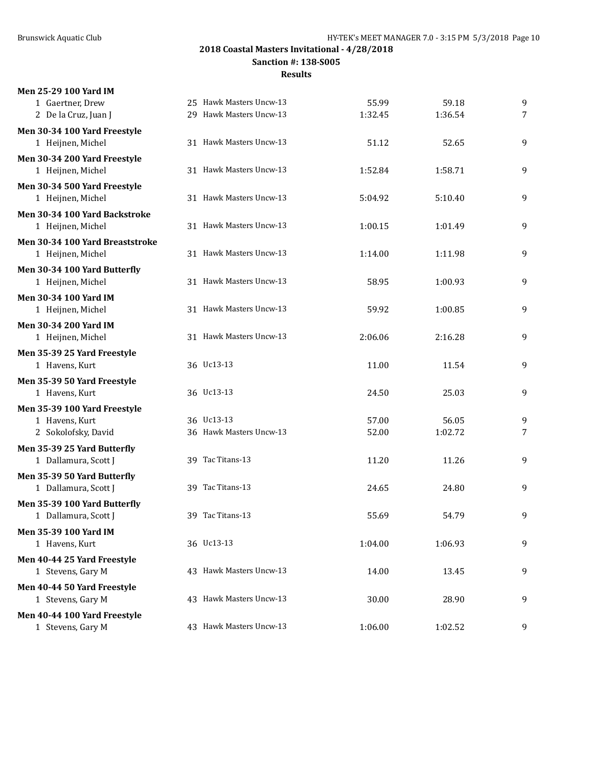## 2018 Coastal Masters Invitational - 4/28/2018

**Sanction #: 138-S005**

**Results**

**Men 25-29 100 Yard IM**

| Place | Name | Age | Team | Seed | Finals | Points |
|---|---|---|---|---|---|---|
| 1 | Gaertner, Drew | 25 | Hawk Masters Uncw-13 | 55.99 | 59.18 | 9 |
| 2 | De la Cruz, Juan J | 29 | Hawk Masters Uncw-13 | 1:32.45 | 1:36.54 | 7 |

**Men 30-34 100 Yard Freestyle**

| Place | Name | Age | Team | Seed | Finals | Points |
|---|---|---|---|---|---|---|
| 1 | Heijnen, Michel | 31 | Hawk Masters Uncw-13 | 51.12 | 52.65 | 9 |

**Men 30-34 200 Yard Freestyle**

| Place | Name | Age | Team | Seed | Finals | Points |
|---|---|---|---|---|---|---|
| 1 | Heijnen, Michel | 31 | Hawk Masters Uncw-13 | 1:52.84 | 1:58.71 | 9 |

**Men 30-34 500 Yard Freestyle**

| Place | Name | Age | Team | Seed | Finals | Points |
|---|---|---|---|---|---|---|
| 1 | Heijnen, Michel | 31 | Hawk Masters Uncw-13 | 5:04.92 | 5:10.40 | 9 |

**Men 30-34 100 Yard Backstroke**

| Place | Name | Age | Team | Seed | Finals | Points |
|---|---|---|---|---|---|---|
| 1 | Heijnen, Michel | 31 | Hawk Masters Uncw-13 | 1:00.15 | 1:01.49 | 9 |

**Men 30-34 100 Yard Breaststroke**

| Place | Name | Age | Team | Seed | Finals | Points |
|---|---|---|---|---|---|---|
| 1 | Heijnen, Michel | 31 | Hawk Masters Uncw-13 | 1:14.00 | 1:11.98 | 9 |

**Men 30-34 100 Yard Butterfly**

| Place | Name | Age | Team | Seed | Finals | Points |
|---|---|---|---|---|---|---|
| 1 | Heijnen, Michel | 31 | Hawk Masters Uncw-13 | 58.95 | 1:00.93 | 9 |

**Men 30-34 100 Yard IM**

| Place | Name | Age | Team | Seed | Finals | Points |
|---|---|---|---|---|---|---|
| 1 | Heijnen, Michel | 31 | Hawk Masters Uncw-13 | 59.92 | 1:00.85 | 9 |

**Men 30-34 200 Yard IM**

| Place | Name | Age | Team | Seed | Finals | Points |
|---|---|---|---|---|---|---|
| 1 | Heijnen, Michel | 31 | Hawk Masters Uncw-13 | 2:06.06 | 2:16.28 | 9 |

**Men 35-39 25 Yard Freestyle**

| Place | Name | Age | Team | Seed | Finals | Points |
|---|---|---|---|---|---|---|
| 1 | Havens, Kurt | 36 | Uc13-13 | 11.00 | 11.54 | 9 |

**Men 35-39 50 Yard Freestyle**

| Place | Name | Age | Team | Seed | Finals | Points |
|---|---|---|---|---|---|---|
| 1 | Havens, Kurt | 36 | Uc13-13 | 24.50 | 25.03 | 9 |

**Men 35-39 100 Yard Freestyle**

| Place | Name | Age | Team | Seed | Finals | Points |
|---|---|---|---|---|---|---|
| 1 | Havens, Kurt | 36 | Uc13-13 | 57.00 | 56.05 | 9 |
| 2 | Sokolofsky, David | 36 | Hawk Masters Uncw-13 | 52.00 | 1:02.72 | 7 |

**Men 35-39 25 Yard Butterfly**

| Place | Name | Age | Team | Seed | Finals | Points |
|---|---|---|---|---|---|---|
| 1 | Dallamura, Scott J | 39 | Tac Titans-13 | 11.20 | 11.26 | 9 |

**Men 35-39 50 Yard Butterfly**

| Place | Name | Age | Team | Seed | Finals | Points |
|---|---|---|---|---|---|---|
| 1 | Dallamura, Scott J | 39 | Tac Titans-13 | 24.65 | 24.80 | 9 |

**Men 35-39 100 Yard Butterfly**

| Place | Name | Age | Team | Seed | Finals | Points |
|---|---|---|---|---|---|---|
| 1 | Dallamura, Scott J | 39 | Tac Titans-13 | 55.69 | 54.79 | 9 |

**Men 35-39 100 Yard IM**

| Place | Name | Age | Team | Seed | Finals | Points |
|---|---|---|---|---|---|---|
| 1 | Havens, Kurt | 36 | Uc13-13 | 1:04.00 | 1:06.93 | 9 |

**Men 40-44 25 Yard Freestyle**

| Place | Name | Age | Team | Seed | Finals | Points |
|---|---|---|---|---|---|---|
| 1 | Stevens, Gary M | 43 | Hawk Masters Uncw-13 | 14.00 | 13.45 | 9 |

**Men 40-44 50 Yard Freestyle**

| Place | Name | Age | Team | Seed | Finals | Points |
|---|---|---|---|---|---|---|
| 1 | Stevens, Gary M | 43 | Hawk Masters Uncw-13 | 30.00 | 28.90 | 9 |

**Men 40-44 100 Yard Freestyle**

| Place | Name | Age | Team | Seed | Finals | Points |
|---|---|---|---|---|---|---|
| 1 | Stevens, Gary M | 43 | Hawk Masters Uncw-13 | 1:06.00 | 1:02.52 | 9 |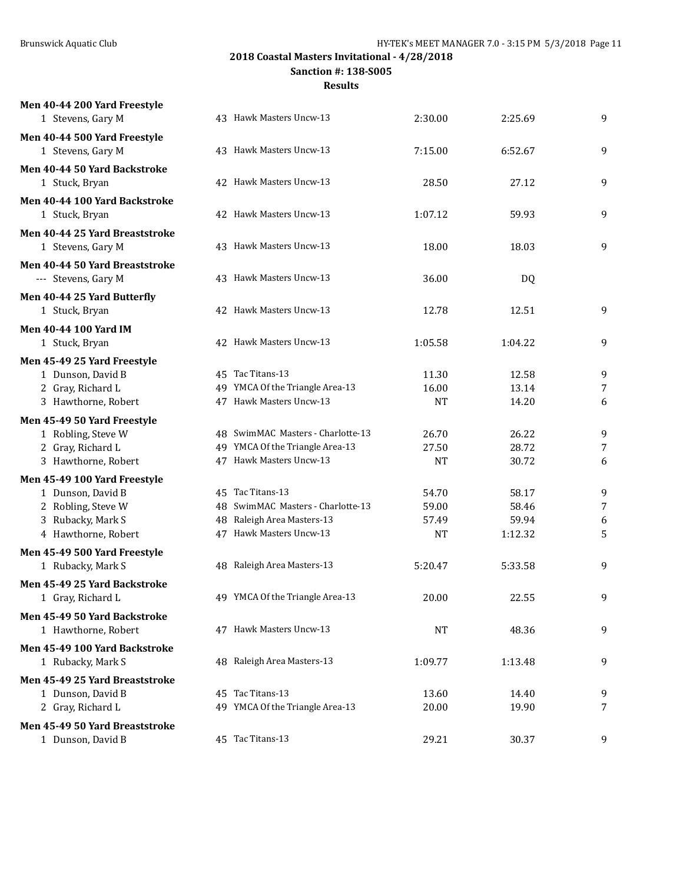## 2018 Coastal Masters Invitational - 4/28/2018

**Sanction #: 138-S005**

**Results**

**Men 40-44 200 Yard Freestyle**

| | Name | Age | Team | Seed Time | Finals Time | Points |
|---|---|---|---|---|---|---|
| 1 | Stevens, Gary M | 43 | Hawk Masters Uncw-13 | 2:30.00 | 2:25.69 | 9 |

**Men 40-44 500 Yard Freestyle**

| | Name | Age | Team | Seed Time | Finals Time | Points |
|---|---|---|---|---|---|---|
| 1 | Stevens, Gary M | 43 | Hawk Masters Uncw-13 | 7:15.00 | 6:52.67 | 9 |

**Men 40-44 50 Yard Backstroke**

| | Name | Age | Team | Seed Time | Finals Time | Points |
|---|---|---|---|---|---|---|
| 1 | Stuck, Bryan | 42 | Hawk Masters Uncw-13 | 28.50 | 27.12 | 9 |

**Men 40-44 100 Yard Backstroke**

| | Name | Age | Team | Seed Time | Finals Time | Points |
|---|---|---|---|---|---|---|
| 1 | Stuck, Bryan | 42 | Hawk Masters Uncw-13 | 1:07.12 | 59.93 | 9 |

**Men 40-44 25 Yard Breaststroke**

| | Name | Age | Team | Seed Time | Finals Time | Points |
|---|---|---|---|---|---|---|
| 1 | Stevens, Gary M | 43 | Hawk Masters Uncw-13 | 18.00 | 18.03 | 9 |

**Men 40-44 50 Yard Breaststroke**

| | Name | Age | Team | Seed Time | Finals Time | Points |
|---|---|---|---|---|---|---|
| --- | Stevens, Gary M | 43 | Hawk Masters Uncw-13 | 36.00 | DQ | |

**Men 40-44 25 Yard Butterfly**

| | Name | Age | Team | Seed Time | Finals Time | Points |
|---|---|---|---|---|---|---|
| 1 | Stuck, Bryan | 42 | Hawk Masters Uncw-13 | 12.78 | 12.51 | 9 |

**Men 40-44 100 Yard IM**

| | Name | Age | Team | Seed Time | Finals Time | Points |
|---|---|---|---|---|---|---|
| 1 | Stuck, Bryan | 42 | Hawk Masters Uncw-13 | 1:05.58 | 1:04.22 | 9 |

**Men 45-49 25 Yard Freestyle**

| | Name | Age | Team | Seed Time | Finals Time | Points |
|---|---|---|---|---|---|---|
| 1 | Dunson, David B | 45 | Tac Titans-13 | 11.30 | 12.58 | 9 |
| 2 | Gray, Richard L | 49 | YMCA Of the Triangle Area-13 | 16.00 | 13.14 | 7 |
| 3 | Hawthorne, Robert | 47 | Hawk Masters Uncw-13 | NT | 14.20 | 6 |

**Men 45-49 50 Yard Freestyle**

| | Name | Age | Team | Seed Time | Finals Time | Points |
|---|---|---|---|---|---|---|
| 1 | Robling, Steve W | 48 | SwimMAC Masters - Charlotte-13 | 26.70 | 26.22 | 9 |
| 2 | Gray, Richard L | 49 | YMCA Of the Triangle Area-13 | 27.50 | 28.72 | 7 |
| 3 | Hawthorne, Robert | 47 | Hawk Masters Uncw-13 | NT | 30.72 | 6 |

**Men 45-49 100 Yard Freestyle**

| | Name | Age | Team | Seed Time | Finals Time | Points |
|---|---|---|---|---|---|---|
| 1 | Dunson, David B | 45 | Tac Titans-13 | 54.70 | 58.17 | 9 |
| 2 | Robling, Steve W | 48 | SwimMAC Masters - Charlotte-13 | 59.00 | 58.46 | 7 |
| 3 | Rubacky, Mark S | 48 | Raleigh Area Masters-13 | 57.49 | 59.94 | 6 |
| 4 | Hawthorne, Robert | 47 | Hawk Masters Uncw-13 | NT | 1:12.32 | 5 |

**Men 45-49 500 Yard Freestyle**

| | Name | Age | Team | Seed Time | Finals Time | Points |
|---|---|---|---|---|---|---|
| 1 | Rubacky, Mark S | 48 | Raleigh Area Masters-13 | 5:20.47 | 5:33.58 | 9 |

**Men 45-49 25 Yard Backstroke**

| | Name | Age | Team | Seed Time | Finals Time | Points |
|---|---|---|---|---|---|---|
| 1 | Gray, Richard L | 49 | YMCA Of the Triangle Area-13 | 20.00 | 22.55 | 9 |

**Men 45-49 50 Yard Backstroke**

| | Name | Age | Team | Seed Time | Finals Time | Points |
|---|---|---|---|---|---|---|
| 1 | Hawthorne, Robert | 47 | Hawk Masters Uncw-13 | NT | 48.36 | 9 |

**Men 45-49 100 Yard Backstroke**

| | Name | Age | Team | Seed Time | Finals Time | Points |
|---|---|---|---|---|---|---|
| 1 | Rubacky, Mark S | 48 | Raleigh Area Masters-13 | 1:09.77 | 1:13.48 | 9 |

**Men 45-49 25 Yard Breaststroke**

| | Name | Age | Team | Seed Time | Finals Time | Points |
|---|---|---|---|---|---|---|
| 1 | Dunson, David B | 45 | Tac Titans-13 | 13.60 | 14.40 | 9 |
| 2 | Gray, Richard L | 49 | YMCA Of the Triangle Area-13 | 20.00 | 19.90 | 7 |

**Men 45-49 50 Yard Breaststroke**

| | Name | Age | Team | Seed Time | Finals Time | Points |
|---|---|---|---|---|---|---|
| 1 | Dunson, David B | 45 | Tac Titans-13 | 29.21 | 30.37 | 9 |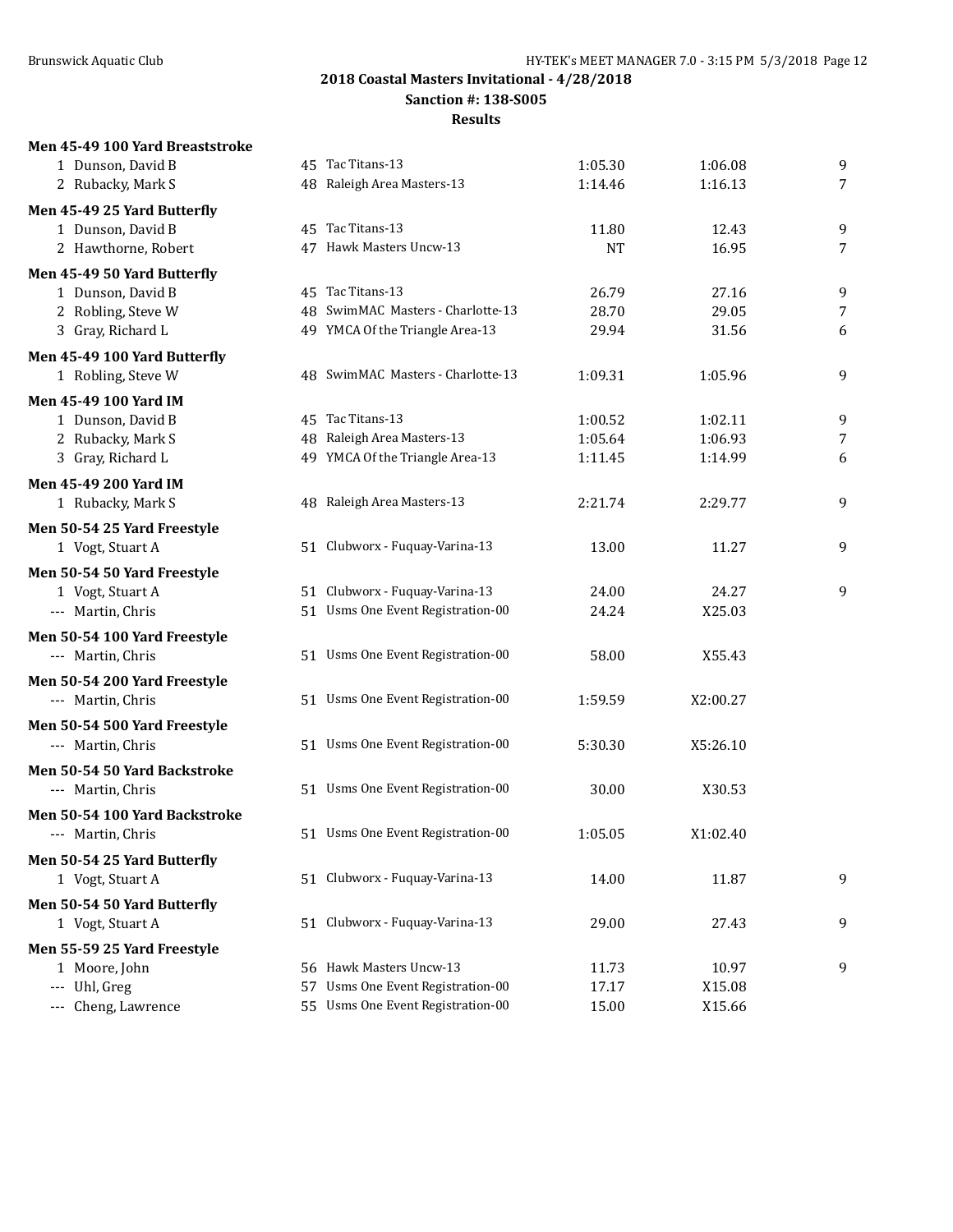**2018 Coastal Masters Invitational - 4/28/2018**
**Sanction #: 138-S005**
**Results**

**Men 45-49 100 Yard Breaststroke**

| | Name | Age | Team | Seed | Finals | Points |
|---|---|---|---|---|---|---|
| 1 | Dunson, David B | 45 | Tac Titans-13 | 1:05.30 | 1:06.08 | 9 |
| 2 | Rubacky, Mark S | 48 | Raleigh Area Masters-13 | 1:14.46 | 1:16.13 | 7 |

**Men 45-49 25 Yard Butterfly**

| | Name | Age | Team | Seed | Finals | Points |
|---|---|---|---|---|---|---|
| 1 | Dunson, David B | 45 | Tac Titans-13 | 11.80 | 12.43 | 9 |
| 2 | Hawthorne, Robert | 47 | Hawk Masters Uncw-13 | NT | 16.95 | 7 |

**Men 45-49 50 Yard Butterfly**

| | Name | Age | Team | Seed | Finals | Points |
|---|---|---|---|---|---|---|
| 1 | Dunson, David B | 45 | Tac Titans-13 | 26.79 | 27.16 | 9 |
| 2 | Robling, Steve W | 48 | SwimMAC Masters - Charlotte-13 | 28.70 | 29.05 | 7 |
| 3 | Gray, Richard L | 49 | YMCA Of the Triangle Area-13 | 29.94 | 31.56 | 6 |

**Men 45-49 100 Yard Butterfly**

| | Name | Age | Team | Seed | Finals | Points |
|---|---|---|---|---|---|---|
| 1 | Robling, Steve W | 48 | SwimMAC Masters - Charlotte-13 | 1:09.31 | 1:05.96 | 9 |

**Men 45-49 100 Yard IM**

| | Name | Age | Team | Seed | Finals | Points |
|---|---|---|---|---|---|---|
| 1 | Dunson, David B | 45 | Tac Titans-13 | 1:00.52 | 1:02.11 | 9 |
| 2 | Rubacky, Mark S | 48 | Raleigh Area Masters-13 | 1:05.64 | 1:06.93 | 7 |
| 3 | Gray, Richard L | 49 | YMCA Of the Triangle Area-13 | 1:11.45 | 1:14.99 | 6 |

**Men 45-49 200 Yard IM**

| | Name | Age | Team | Seed | Finals | Points |
|---|---|---|---|---|---|---|
| 1 | Rubacky, Mark S | 48 | Raleigh Area Masters-13 | 2:21.74 | 2:29.77 | 9 |

**Men 50-54 25 Yard Freestyle**

| | Name | Age | Team | Seed | Finals | Points |
|---|---|---|---|---|---|---|
| 1 | Vogt, Stuart A | 51 | Clubworx - Fuquay-Varina-13 | 13.00 | 11.27 | 9 |

**Men 50-54 50 Yard Freestyle**

| | Name | Age | Team | Seed | Finals | Points |
|---|---|---|---|---|---|---|
| 1 | Vogt, Stuart A | 51 | Clubworx - Fuquay-Varina-13 | 24.00 | 24.27 | 9 |
| --- | Martin, Chris | 51 | Usms One Event Registration-00 | 24.24 | X25.03 | |

**Men 50-54 100 Yard Freestyle**

| | Name | Age | Team | Seed | Finals | Points |
|---|---|---|---|---|---|---|
| --- | Martin, Chris | 51 | Usms One Event Registration-00 | 58.00 | X55.43 | |

**Men 50-54 200 Yard Freestyle**

| | Name | Age | Team | Seed | Finals | Points |
|---|---|---|---|---|---|---|
| --- | Martin, Chris | 51 | Usms One Event Registration-00 | 1:59.59 | X2:00.27 | |

**Men 50-54 500 Yard Freestyle**

| | Name | Age | Team | Seed | Finals | Points |
|---|---|---|---|---|---|---|
| --- | Martin, Chris | 51 | Usms One Event Registration-00 | 5:30.30 | X5:26.10 | |

**Men 50-54 50 Yard Backstroke**

| | Name | Age | Team | Seed | Finals | Points |
|---|---|---|---|---|---|---|
| --- | Martin, Chris | 51 | Usms One Event Registration-00 | 30.00 | X30.53 | |

**Men 50-54 100 Yard Backstroke**

| | Name | Age | Team | Seed | Finals | Points |
|---|---|---|---|---|---|---|
| --- | Martin, Chris | 51 | Usms One Event Registration-00 | 1:05.05 | X1:02.40 | |

**Men 50-54 25 Yard Butterfly**

| | Name | Age | Team | Seed | Finals | Points |
|---|---|---|---|---|---|---|
| 1 | Vogt, Stuart A | 51 | Clubworx - Fuquay-Varina-13 | 14.00 | 11.87 | 9 |

**Men 50-54 50 Yard Butterfly**

| | Name | Age | Team | Seed | Finals | Points |
|---|---|---|---|---|---|---|
| 1 | Vogt, Stuart A | 51 | Clubworx - Fuquay-Varina-13 | 29.00 | 27.43 | 9 |

**Men 55-59 25 Yard Freestyle**

| | Name | Age | Team | Seed | Finals | Points |
|---|---|---|---|---|---|---|
| 1 | Moore, John | 56 | Hawk Masters Uncw-13 | 11.73 | 10.97 | 9 |
| --- | Uhl, Greg | 57 | Usms One Event Registration-00 | 17.17 | X15.08 | |
| --- | Cheng, Lawrence | 55 | Usms One Event Registration-00 | 15.00 | X15.66 | |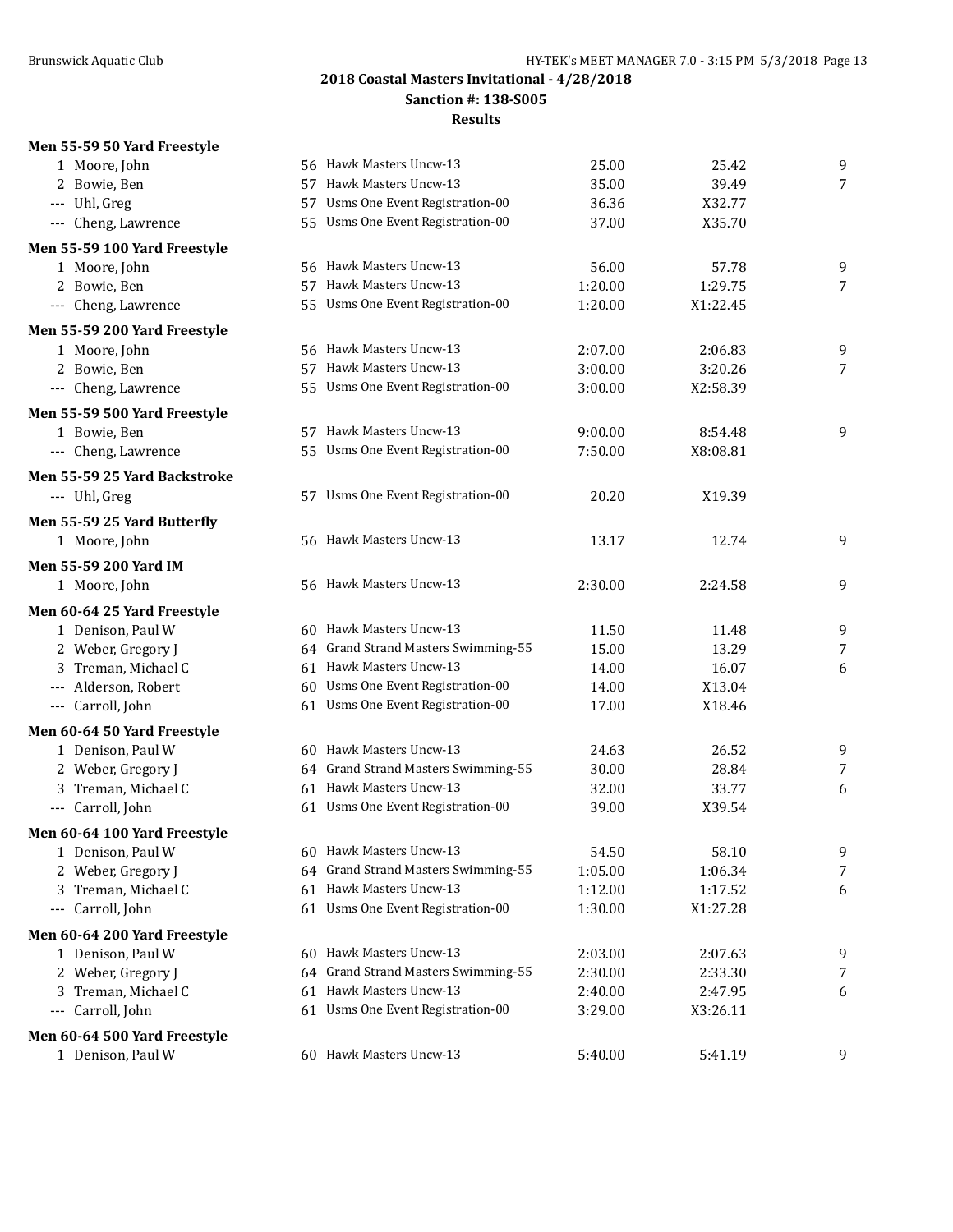**2018 Coastal Masters Invitational - 4/28/2018**
**Sanction #: 138-S005**
**Results**

### Men 55-59 50 Yard Freestyle

| Place | Name | Age | Team | Seed Time | Finals Time | Points |
|---|---|---|---|---|---|---|
| 1 | Moore, John | 56 | Hawk Masters Uncw-13 | 25.00 | 25.42 | 9 |
| 2 | Bowie, Ben | 57 | Hawk Masters Uncw-13 | 35.00 | 39.49 | 7 |
| --- | Uhl, Greg | 57 | Usms One Event Registration-00 | 36.36 | X32.77 | |
| --- | Cheng, Lawrence | 55 | Usms One Event Registration-00 | 37.00 | X35.70 | |

### Men 55-59 100 Yard Freestyle

| Place | Name | Age | Team | Seed Time | Finals Time | Points |
|---|---|---|---|---|---|---|
| 1 | Moore, John | 56 | Hawk Masters Uncw-13 | 56.00 | 57.78 | 9 |
| 2 | Bowie, Ben | 57 | Hawk Masters Uncw-13 | 1:20.00 | 1:29.75 | 7 |
| --- | Cheng, Lawrence | 55 | Usms One Event Registration-00 | 1:20.00 | X1:22.45 | |

### Men 55-59 200 Yard Freestyle

| Place | Name | Age | Team | Seed Time | Finals Time | Points |
|---|---|---|---|---|---|---|
| 1 | Moore, John | 56 | Hawk Masters Uncw-13 | 2:07.00 | 2:06.83 | 9 |
| 2 | Bowie, Ben | 57 | Hawk Masters Uncw-13 | 3:00.00 | 3:20.26 | 7 |
| --- | Cheng, Lawrence | 55 | Usms One Event Registration-00 | 3:00.00 | X2:58.39 | |

### Men 55-59 500 Yard Freestyle

| Place | Name | Age | Team | Seed Time | Finals Time | Points |
|---|---|---|---|---|---|---|
| 1 | Bowie, Ben | 57 | Hawk Masters Uncw-13 | 9:00.00 | 8:54.48 | 9 |
| --- | Cheng, Lawrence | 55 | Usms One Event Registration-00 | 7:50.00 | X8:08.81 | |

### Men 55-59 25 Yard Backstroke

| Place | Name | Age | Team | Seed Time | Finals Time | Points |
|---|---|---|---|---|---|---|
| --- | Uhl, Greg | 57 | Usms One Event Registration-00 | 20.20 | X19.39 | |

### Men 55-59 25 Yard Butterfly

| Place | Name | Age | Team | Seed Time | Finals Time | Points |
|---|---|---|---|---|---|---|
| 1 | Moore, John | 56 | Hawk Masters Uncw-13 | 13.17 | 12.74 | 9 |

### Men 55-59 200 Yard IM

| Place | Name | Age | Team | Seed Time | Finals Time | Points |
|---|---|---|---|---|---|---|
| 1 | Moore, John | 56 | Hawk Masters Uncw-13 | 2:30.00 | 2:24.58 | 9 |

### Men 60-64 25 Yard Freestyle

| Place | Name | Age | Team | Seed Time | Finals Time | Points |
|---|---|---|---|---|---|---|
| 1 | Denison, Paul W | 60 | Hawk Masters Uncw-13 | 11.50 | 11.48 | 9 |
| 2 | Weber, Gregory J | 64 | Grand Strand Masters Swimming-55 | 15.00 | 13.29 | 7 |
| 3 | Treman, Michael C | 61 | Hawk Masters Uncw-13 | 14.00 | 16.07 | 6 |
| --- | Alderson, Robert | 60 | Usms One Event Registration-00 | 14.00 | X13.04 | |
| --- | Carroll, John | 61 | Usms One Event Registration-00 | 17.00 | X18.46 | |

### Men 60-64 50 Yard Freestyle

| Place | Name | Age | Team | Seed Time | Finals Time | Points |
|---|---|---|---|---|---|---|
| 1 | Denison, Paul W | 60 | Hawk Masters Uncw-13 | 24.63 | 26.52 | 9 |
| 2 | Weber, Gregory J | 64 | Grand Strand Masters Swimming-55 | 30.00 | 28.84 | 7 |
| 3 | Treman, Michael C | 61 | Hawk Masters Uncw-13 | 32.00 | 33.77 | 6 |
| --- | Carroll, John | 61 | Usms One Event Registration-00 | 39.00 | X39.54 | |

### Men 60-64 100 Yard Freestyle

| Place | Name | Age | Team | Seed Time | Finals Time | Points |
|---|---|---|---|---|---|---|
| 1 | Denison, Paul W | 60 | Hawk Masters Uncw-13 | 54.50 | 58.10 | 9 |
| 2 | Weber, Gregory J | 64 | Grand Strand Masters Swimming-55 | 1:05.00 | 1:06.34 | 7 |
| 3 | Treman, Michael C | 61 | Hawk Masters Uncw-13 | 1:12.00 | 1:17.52 | 6 |
| --- | Carroll, John | 61 | Usms One Event Registration-00 | 1:30.00 | X1:27.28 | |

### Men 60-64 200 Yard Freestyle

| Place | Name | Age | Team | Seed Time | Finals Time | Points |
|---|---|---|---|---|---|---|
| 1 | Denison, Paul W | 60 | Hawk Masters Uncw-13 | 2:03.00 | 2:07.63 | 9 |
| 2 | Weber, Gregory J | 64 | Grand Strand Masters Swimming-55 | 2:30.00 | 2:33.30 | 7 |
| 3 | Treman, Michael C | 61 | Hawk Masters Uncw-13 | 2:40.00 | 2:47.95 | 6 |
| --- | Carroll, John | 61 | Usms One Event Registration-00 | 3:29.00 | X3:26.11 | |

### Men 60-64 500 Yard Freestyle

| Place | Name | Age | Team | Seed Time | Finals Time | Points |
|---|---|---|---|---|---|---|
| 1 | Denison, Paul W | 60 | Hawk Masters Uncw-13 | 5:40.00 | 5:41.19 | 9 |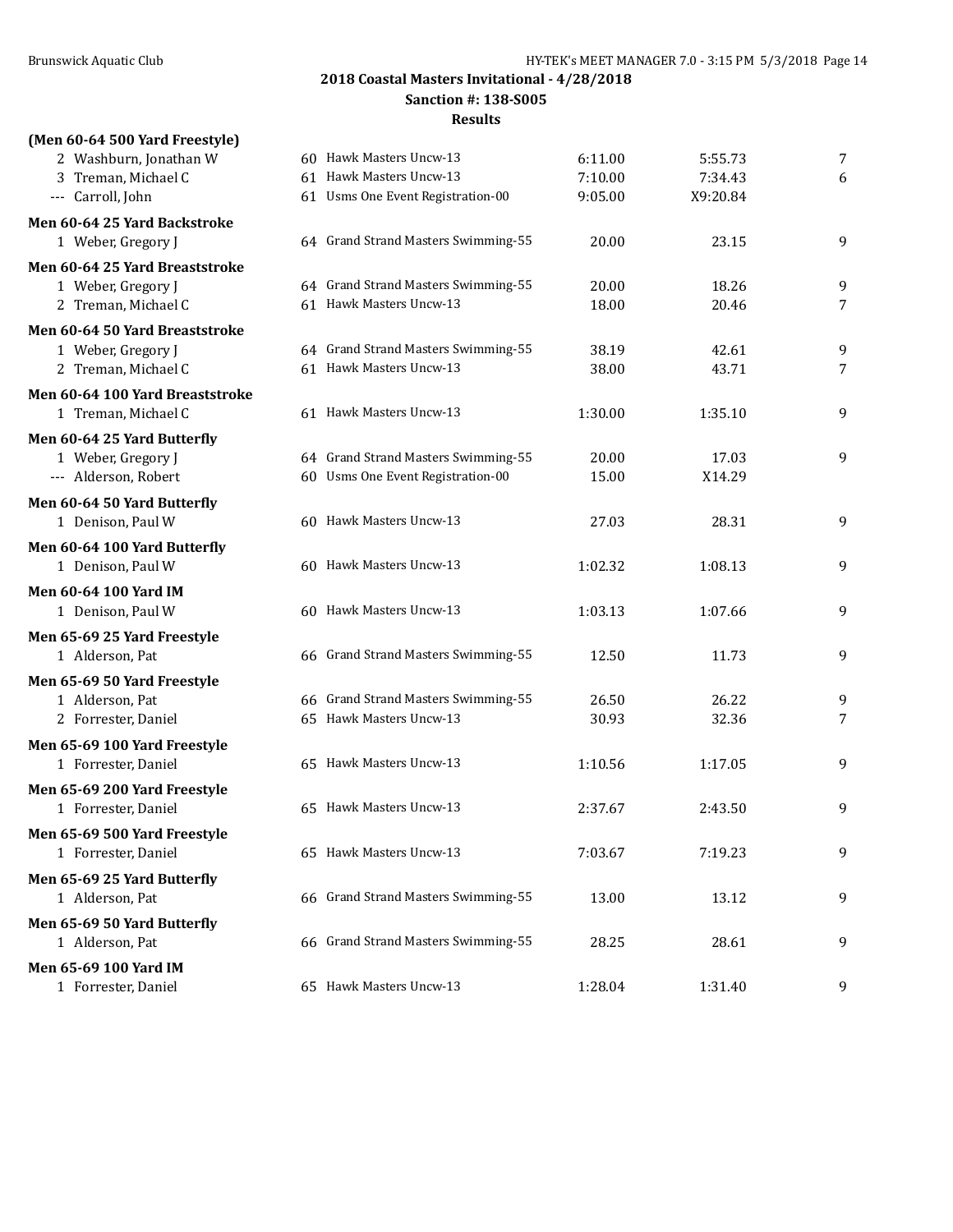**2018 Coastal Masters Invitational - 4/28/2018**
**Sanction #: 138-S005**
**Results**

**(Men 60-64 500 Yard Freestyle)**

| | Name | Age | Team | Seed Time | Finals Time | Points |
|---|---|---|---|---|---|---|
| 2 | Washburn, Jonathan W | 60 | Hawk Masters Uncw-13 | 6:11.00 | 5:55.73 | 7 |
| 3 | Treman, Michael C | 61 | Hawk Masters Uncw-13 | 7:10.00 | 7:34.43 | 6 |
| --- | Carroll, John | 61 | Usms One Event Registration-00 | 9:05.00 | X9:20.84 | |

**Men 60-64 25 Yard Backstroke**

| | Name | Age | Team | Seed Time | Finals Time | Points |
|---|---|---|---|---|---|---|
| 1 | Weber, Gregory J | 64 | Grand Strand Masters Swimming-55 | 20.00 | 23.15 | 9 |

**Men 60-64 25 Yard Breaststroke**

| | Name | Age | Team | Seed Time | Finals Time | Points |
|---|---|---|---|---|---|---|
| 1 | Weber, Gregory J | 64 | Grand Strand Masters Swimming-55 | 20.00 | 18.26 | 9 |
| 2 | Treman, Michael C | 61 | Hawk Masters Uncw-13 | 18.00 | 20.46 | 7 |

**Men 60-64 50 Yard Breaststroke**

| | Name | Age | Team | Seed Time | Finals Time | Points |
|---|---|---|---|---|---|---|
| 1 | Weber, Gregory J | 64 | Grand Strand Masters Swimming-55 | 38.19 | 42.61 | 9 |
| 2 | Treman, Michael C | 61 | Hawk Masters Uncw-13 | 38.00 | 43.71 | 7 |

**Men 60-64 100 Yard Breaststroke**

| | Name | Age | Team | Seed Time | Finals Time | Points |
|---|---|---|---|---|---|---|
| 1 | Treman, Michael C | 61 | Hawk Masters Uncw-13 | 1:30.00 | 1:35.10 | 9 |

**Men 60-64 25 Yard Butterfly**

| | Name | Age | Team | Seed Time | Finals Time | Points |
|---|---|---|---|---|---|---|
| 1 | Weber, Gregory J | 64 | Grand Strand Masters Swimming-55 | 20.00 | 17.03 | 9 |
| --- | Alderson, Robert | 60 | Usms One Event Registration-00 | 15.00 | X14.29 | |

**Men 60-64 50 Yard Butterfly**

| | Name | Age | Team | Seed Time | Finals Time | Points |
|---|---|---|---|---|---|---|
| 1 | Denison, Paul W | 60 | Hawk Masters Uncw-13 | 27.03 | 28.31 | 9 |

**Men 60-64 100 Yard Butterfly**

| | Name | Age | Team | Seed Time | Finals Time | Points |
|---|---|---|---|---|---|---|
| 1 | Denison, Paul W | 60 | Hawk Masters Uncw-13 | 1:02.32 | 1:08.13 | 9 |

**Men 60-64 100 Yard IM**

| | Name | Age | Team | Seed Time | Finals Time | Points |
|---|---|---|---|---|---|---|
| 1 | Denison, Paul W | 60 | Hawk Masters Uncw-13 | 1:03.13 | 1:07.66 | 9 |

**Men 65-69 25 Yard Freestyle**

| | Name | Age | Team | Seed Time | Finals Time | Points |
|---|---|---|---|---|---|---|
| 1 | Alderson, Pat | 66 | Grand Strand Masters Swimming-55 | 12.50 | 11.73 | 9 |

**Men 65-69 50 Yard Freestyle**

| | Name | Age | Team | Seed Time | Finals Time | Points |
|---|---|---|---|---|---|---|
| 1 | Alderson, Pat | 66 | Grand Strand Masters Swimming-55 | 26.50 | 26.22 | 9 |
| 2 | Forrester, Daniel | 65 | Hawk Masters Uncw-13 | 30.93 | 32.36 | 7 |

**Men 65-69 100 Yard Freestyle**

| | Name | Age | Team | Seed Time | Finals Time | Points |
|---|---|---|---|---|---|---|
| 1 | Forrester, Daniel | 65 | Hawk Masters Uncw-13 | 1:10.56 | 1:17.05 | 9 |

**Men 65-69 200 Yard Freestyle**

| | Name | Age | Team | Seed Time | Finals Time | Points |
|---|---|---|---|---|---|---|
| 1 | Forrester, Daniel | 65 | Hawk Masters Uncw-13 | 2:37.67 | 2:43.50 | 9 |

**Men 65-69 500 Yard Freestyle**

| | Name | Age | Team | Seed Time | Finals Time | Points |
|---|---|---|---|---|---|---|
| 1 | Forrester, Daniel | 65 | Hawk Masters Uncw-13 | 7:03.67 | 7:19.23 | 9 |

**Men 65-69 25 Yard Butterfly**

| | Name | Age | Team | Seed Time | Finals Time | Points |
|---|---|---|---|---|---|---|
| 1 | Alderson, Pat | 66 | Grand Strand Masters Swimming-55 | 13.00 | 13.12 | 9 |

**Men 65-69 50 Yard Butterfly**

| | Name | Age | Team | Seed Time | Finals Time | Points |
|---|---|---|---|---|---|---|
| 1 | Alderson, Pat | 66 | Grand Strand Masters Swimming-55 | 28.25 | 28.61 | 9 |

**Men 65-69 100 Yard IM**

| | Name | Age | Team | Seed Time | Finals Time | Points |
|---|---|---|---|---|---|---|
| 1 | Forrester, Daniel | 65 | Hawk Masters Uncw-13 | 1:28.04 | 1:31.40 | 9 |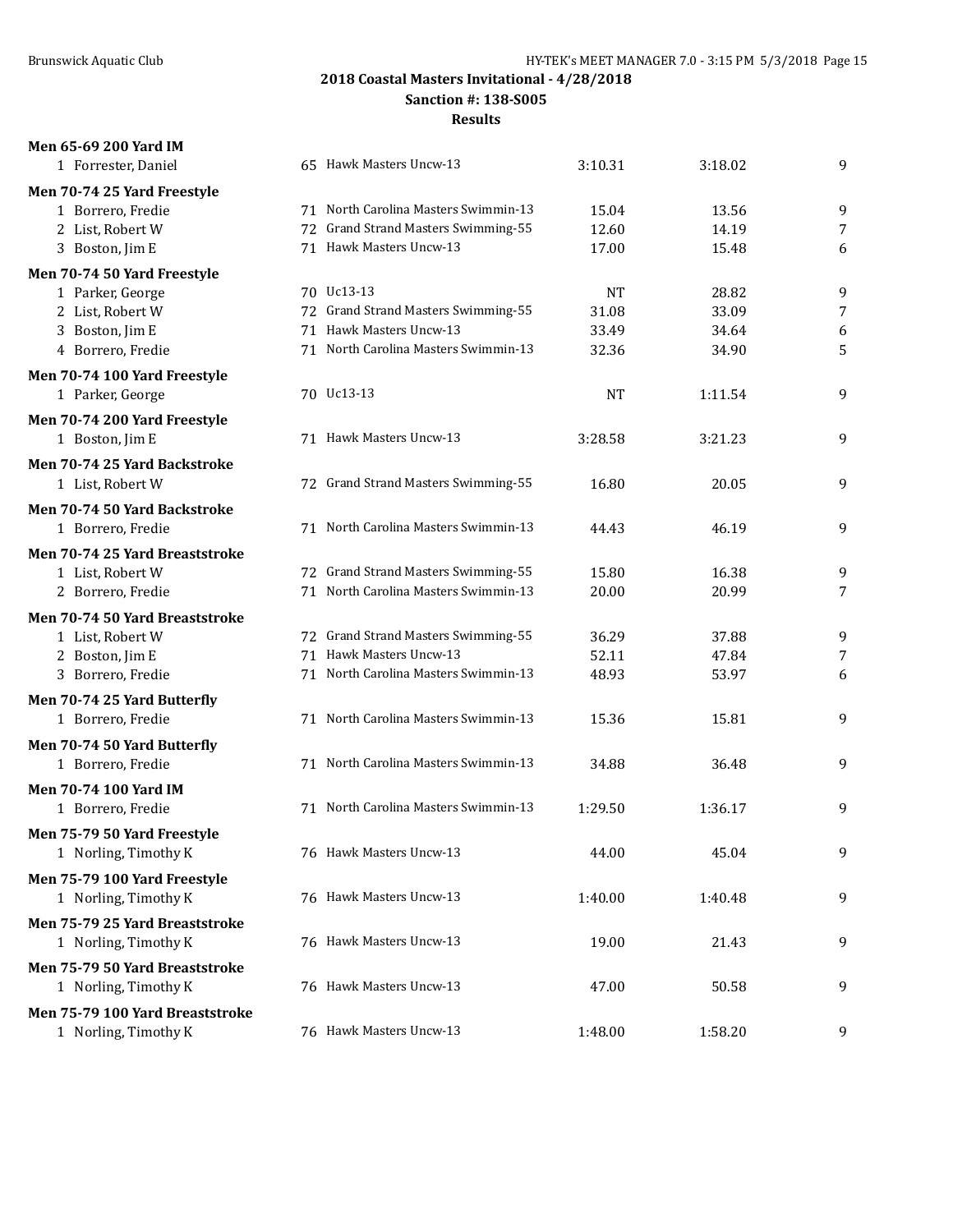## 2018 Coastal Masters Invitational - 4/28/2018
### Sanction #: 138-S005
### Results

**Men 65-69 200 Yard IM**

| | Name | Age | Team | Seed Time | Finals Time | Points |
|---|---|---|---|---|---|---|
| 1 | Forrester, Daniel | 65 | Hawk Masters Uncw-13 | 3:10.31 | 3:18.02 | 9 |

**Men 70-74 25 Yard Freestyle**

| | Name | Age | Team | Seed Time | Finals Time | Points |
|---|---|---|---|---|---|---|
| 1 | Borrero, Fredie | 71 | North Carolina Masters Swimmin-13 | 15.04 | 13.56 | 9 |
| 2 | List, Robert W | 72 | Grand Strand Masters Swimming-55 | 12.60 | 14.19 | 7 |
| 3 | Boston, Jim E | 71 | Hawk Masters Uncw-13 | 17.00 | 15.48 | 6 |

**Men 70-74 50 Yard Freestyle**

| | Name | Age | Team | Seed Time | Finals Time | Points |
|---|---|---|---|---|---|---|
| 1 | Parker, George | 70 | Uc13-13 | NT | 28.82 | 9 |
| 2 | List, Robert W | 72 | Grand Strand Masters Swimming-55 | 31.08 | 33.09 | 7 |
| 3 | Boston, Jim E | 71 | Hawk Masters Uncw-13 | 33.49 | 34.64 | 6 |
| 4 | Borrero, Fredie | 71 | North Carolina Masters Swimmin-13 | 32.36 | 34.90 | 5 |

**Men 70-74 100 Yard Freestyle**

| | Name | Age | Team | Seed Time | Finals Time | Points |
|---|---|---|---|---|---|---|
| 1 | Parker, George | 70 | Uc13-13 | NT | 1:11.54 | 9 |

**Men 70-74 200 Yard Freestyle**

| | Name | Age | Team | Seed Time | Finals Time | Points |
|---|---|---|---|---|---|---|
| 1 | Boston, Jim E | 71 | Hawk Masters Uncw-13 | 3:28.58 | 3:21.23 | 9 |

**Men 70-74 25 Yard Backstroke**

| | Name | Age | Team | Seed Time | Finals Time | Points |
|---|---|---|---|---|---|---|
| 1 | List, Robert W | 72 | Grand Strand Masters Swimming-55 | 16.80 | 20.05 | 9 |

**Men 70-74 50 Yard Backstroke**

| | Name | Age | Team | Seed Time | Finals Time | Points |
|---|---|---|---|---|---|---|
| 1 | Borrero, Fredie | 71 | North Carolina Masters Swimmin-13 | 44.43 | 46.19 | 9 |

**Men 70-74 25 Yard Breaststroke**

| | Name | Age | Team | Seed Time | Finals Time | Points |
|---|---|---|---|---|---|---|
| 1 | List, Robert W | 72 | Grand Strand Masters Swimming-55 | 15.80 | 16.38 | 9 |
| 2 | Borrero, Fredie | 71 | North Carolina Masters Swimmin-13 | 20.00 | 20.99 | 7 |

**Men 70-74 50 Yard Breaststroke**

| | Name | Age | Team | Seed Time | Finals Time | Points |
|---|---|---|---|---|---|---|
| 1 | List, Robert W | 72 | Grand Strand Masters Swimming-55 | 36.29 | 37.88 | 9 |
| 2 | Boston, Jim E | 71 | Hawk Masters Uncw-13 | 52.11 | 47.84 | 7 |
| 3 | Borrero, Fredie | 71 | North Carolina Masters Swimmin-13 | 48.93 | 53.97 | 6 |

**Men 70-74 25 Yard Butterfly**

| | Name | Age | Team | Seed Time | Finals Time | Points |
|---|---|---|---|---|---|---|
| 1 | Borrero, Fredie | 71 | North Carolina Masters Swimmin-13 | 15.36 | 15.81 | 9 |

**Men 70-74 50 Yard Butterfly**

| | Name | Age | Team | Seed Time | Finals Time | Points |
|---|---|---|---|---|---|---|
| 1 | Borrero, Fredie | 71 | North Carolina Masters Swimmin-13 | 34.88 | 36.48 | 9 |

**Men 70-74 100 Yard IM**

| | Name | Age | Team | Seed Time | Finals Time | Points |
|---|---|---|---|---|---|---|
| 1 | Borrero, Fredie | 71 | North Carolina Masters Swimmin-13 | 1:29.50 | 1:36.17 | 9 |

**Men 75-79 50 Yard Freestyle**

| | Name | Age | Team | Seed Time | Finals Time | Points |
|---|---|---|---|---|---|---|
| 1 | Norling, Timothy K | 76 | Hawk Masters Uncw-13 | 44.00 | 45.04 | 9 |

**Men 75-79 100 Yard Freestyle**

| | Name | Age | Team | Seed Time | Finals Time | Points |
|---|---|---|---|---|---|---|
| 1 | Norling, Timothy K | 76 | Hawk Masters Uncw-13 | 1:40.00 | 1:40.48 | 9 |

**Men 75-79 25 Yard Breaststroke**

| | Name | Age | Team | Seed Time | Finals Time | Points |
|---|---|---|---|---|---|---|
| 1 | Norling, Timothy K | 76 | Hawk Masters Uncw-13 | 19.00 | 21.43 | 9 |

**Men 75-79 50 Yard Breaststroke**

| | Name | Age | Team | Seed Time | Finals Time | Points |
|---|---|---|---|---|---|---|
| 1 | Norling, Timothy K | 76 | Hawk Masters Uncw-13 | 47.00 | 50.58 | 9 |

**Men 75-79 100 Yard Breaststroke**

| | Name | Age | Team | Seed Time | Finals Time | Points |
|---|---|---|---|---|---|---|
| 1 | Norling, Timothy K | 76 | Hawk Masters Uncw-13 | 1:48.00 | 1:58.20 | 9 |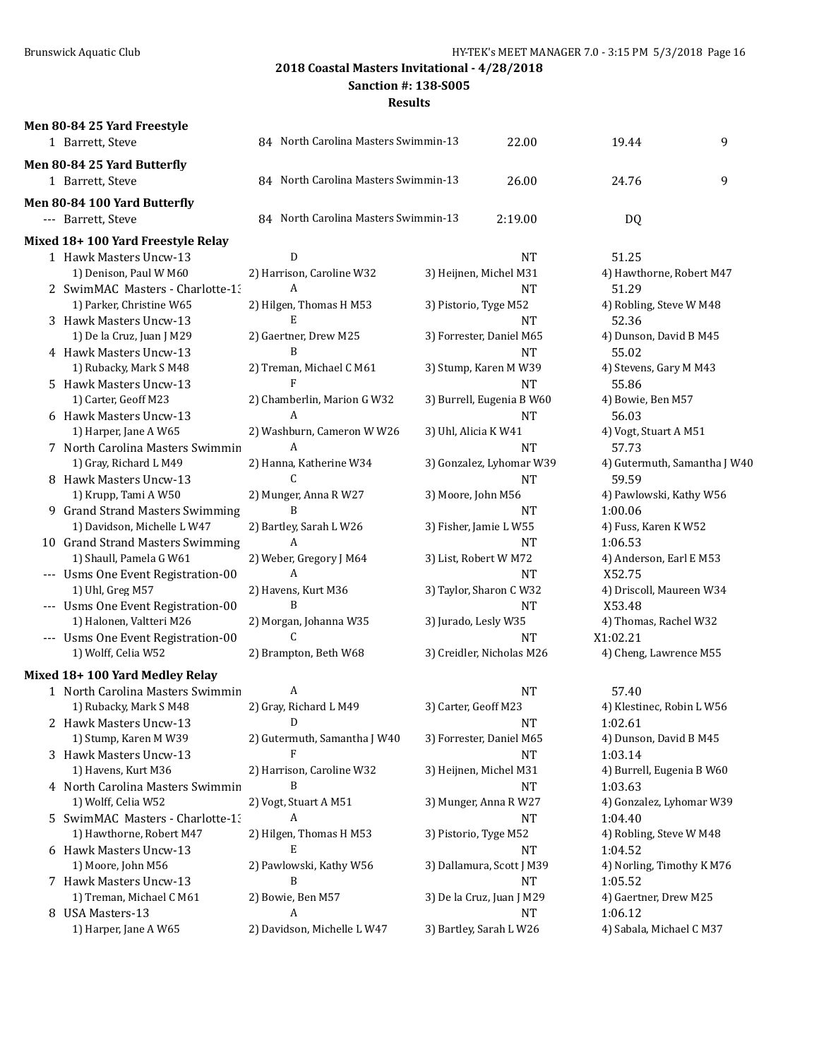## 2018 Coastal Masters Invitational - 4/28/2018

**Sanction #: 138-S005**

**Results**

### Men 80-84 25 Yard Freestyle

| | Name | Age | Team | Seed | Finals | Points |
|---|---|---|---|---|---|---|
| 1 | Barrett, Steve | 84 | North Carolina Masters Swimmin-13 | 22.00 | 19.44 | 9 |

### Men 80-84 25 Yard Butterfly

| | Name | Age | Team | Seed | Finals | Points |
|---|---|---|---|---|---|---|
| 1 | Barrett, Steve | 84 | North Carolina Masters Swimmin-13 | 26.00 | 24.76 | 9 |

### Men 80-84 100 Yard Butterfly

| | Name | Age | Team | Seed | Finals | Points |
|---|---|---|---|---|---|---|
| --- | Barrett, Steve | 84 | North Carolina Masters Swimmin-13 | 2:19.00 | DQ | |

### Mixed 18+ 100 Yard Freestyle Relay

| | Team | Relay | Seed | Finals |
|---|---|---|---|---|
| 1 | Hawk Masters Uncw-13 | D | NT | 51.25 |
| | 1) Denison, Paul W M60 | 2) Harrison, Caroline W32 | 3) Heijnen, Michel M31 | 4) Hawthorne, Robert M47 |
| 2 | SwimMAC Masters - Charlotte-13 | A | NT | 51.29 |
| | 1) Parker, Christine W65 | 2) Hilgen, Thomas H M53 | 3) Pistorio, Tyge M52 | 4) Robling, Steve W M48 |
| 3 | Hawk Masters Uncw-13 | E | NT | 52.36 |
| | 1) De la Cruz, Juan J M29 | 2) Gaertner, Drew M25 | 3) Forrester, Daniel M65 | 4) Dunson, David B M45 |
| 4 | Hawk Masters Uncw-13 | B | NT | 55.02 |
| | 1) Rubacky, Mark S M48 | 2) Treman, Michael C M61 | 3) Stump, Karen M W39 | 4) Stevens, Gary M M43 |
| 5 | Hawk Masters Uncw-13 | F | NT | 55.86 |
| | 1) Carter, Geoff M23 | 2) Chamberlin, Marion G W32 | 3) Burrell, Eugenia B W60 | 4) Bowie, Ben M57 |
| 6 | Hawk Masters Uncw-13 | A | NT | 56.03 |
| | 1) Harper, Jane A W65 | 2) Washburn, Cameron W W26 | 3) Uhl, Alicia K W41 | 4) Vogt, Stuart A M51 |
| 7 | North Carolina Masters Swimmin | A | NT | 57.73 |
| | 1) Gray, Richard L M49 | 2) Hanna, Katherine W34 | 3) Gonzalez, Lyhomar W39 | 4) Gutermuth, Samantha J W40 |
| 8 | Hawk Masters Uncw-13 | C | NT | 59.59 |
| | 1) Krupp, Tami A W50 | 2) Munger, Anna R W27 | 3) Moore, John M56 | 4) Pawlowski, Kathy W56 |
| 9 | Grand Strand Masters Swimming | B | NT | 1:00.06 |
| | 1) Davidson, Michelle L W47 | 2) Bartley, Sarah L W26 | 3) Fisher, Jamie L W55 | 4) Fuss, Karen K W52 |
| 10 | Grand Strand Masters Swimming | A | NT | 1:06.53 |
| | 1) Shaull, Pamela G W61 | 2) Weber, Gregory J M64 | 3) List, Robert W M72 | 4) Anderson, Earl E M53 |
| --- | Usms One Event Registration-00 | A | NT | X52.75 |
| | 1) Uhl, Greg M57 | 2) Havens, Kurt M36 | 3) Taylor, Sharon C W32 | 4) Driscoll, Maureen W34 |
| --- | Usms One Event Registration-00 | B | NT | X53.48 |
| | 1) Halonen, Valtteri M26 | 2) Morgan, Johanna W35 | 3) Jurado, Lesly W35 | 4) Thomas, Rachel W32 |
| --- | Usms One Event Registration-00 | C | NT | X1:02.21 |
| | 1) Wolff, Celia W52 | 2) Brampton, Beth W68 | 3) Creidler, Nicholas M26 | 4) Cheng, Lawrence M55 |

### Mixed 18+ 100 Yard Medley Relay

| | Team | Relay | Seed | Finals |
|---|---|---|---|---|
| 1 | North Carolina Masters Swimmin | A | NT | 57.40 |
| | 1) Rubacky, Mark S M48 | 2) Gray, Richard L M49 | 3) Carter, Geoff M23 | 4) Klestinec, Robin L W56 |
| 2 | Hawk Masters Uncw-13 | D | NT | 1:02.61 |
| | 1) Stump, Karen M W39 | 2) Gutermuth, Samantha J W40 | 3) Forrester, Daniel M65 | 4) Dunson, David B M45 |
| 3 | Hawk Masters Uncw-13 | F | NT | 1:03.14 |
| | 1) Havens, Kurt M36 | 2) Harrison, Caroline W32 | 3) Heijnen, Michel M31 | 4) Burrell, Eugenia B W60 |
| 4 | North Carolina Masters Swimmin | B | NT | 1:03.63 |
| | 1) Wolff, Celia W52 | 2) Vogt, Stuart A M51 | 3) Munger, Anna R W27 | 4) Gonzalez, Lyhomar W39 |
| 5 | SwimMAC Masters - Charlotte-13 | A | NT | 1:04.40 |
| | 1) Hawthorne, Robert M47 | 2) Hilgen, Thomas H M53 | 3) Pistorio, Tyge M52 | 4) Robling, Steve W M48 |
| 6 | Hawk Masters Uncw-13 | E | NT | 1:04.52 |
| | 1) Moore, John M56 | 2) Pawlowski, Kathy W56 | 3) Dallamura, Scott J M39 | 4) Norling, Timothy K M76 |
| 7 | Hawk Masters Uncw-13 | B | NT | 1:05.52 |
| | 1) Treman, Michael C M61 | 2) Bowie, Ben M57 | 3) De la Cruz, Juan J M29 | 4) Gaertner, Drew M25 |
| 8 | USA Masters-13 | A | NT | 1:06.12 |
| | 1) Harper, Jane A W65 | 2) Davidson, Michelle L W47 | 3) Bartley, Sarah L W26 | 4) Sabala, Michael C M37 |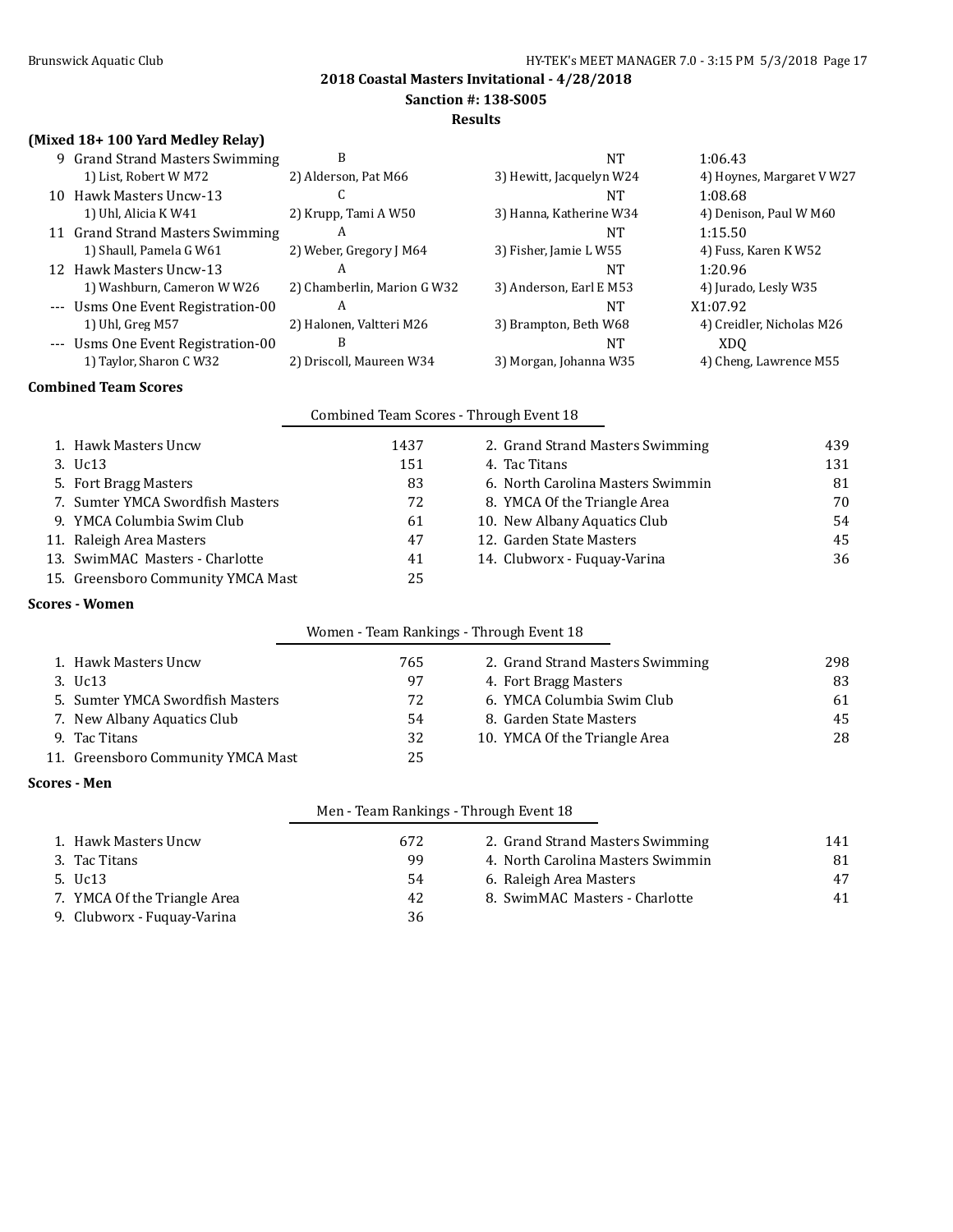**2018 Coastal Masters Invitational - 4/28/2018**

**Sanction #: 138-S005**

**Results**

### (Mixed 18+ 100 Yard Medley Relay)

| | | | | |
|---|---|---|---|---|
| 9 | Grand Strand Masters Swimming | B | NT | 1:06.43 |
| | 1) List, Robert W M72 | 2) Alderson, Pat M66 | 3) Hewitt, Jacquelyn W24 | 4) Hoynes, Margaret V W27 |
| 10 | Hawk Masters Uncw-13 | C | NT | 1:08.68 |
| | 1) Uhl, Alicia K W41 | 2) Krupp, Tami A W50 | 3) Hanna, Katherine W34 | 4) Denison, Paul W M60 |
| 11 | Grand Strand Masters Swimming | A | NT | 1:15.50 |
| | 1) Shaull, Pamela G W61 | 2) Weber, Gregory J M64 | 3) Fisher, Jamie L W55 | 4) Fuss, Karen K W52 |
| 12 | Hawk Masters Uncw-13 | A | NT | 1:20.96 |
| | 1) Washburn, Cameron W W26 | 2) Chamberlin, Marion G W32 | 3) Anderson, Earl E M53 | 4) Jurado, Lesly W35 |
| --- | Usms One Event Registration-00 | A | NT | X1:07.92 |
| | 1) Uhl, Greg M57 | 2) Halonen, Valtteri M26 | 3) Brampton, Beth W68 | 4) Creidler, Nicholas M26 |
| --- | Usms One Event Registration-00 | B | NT | XDQ |
| | 1) Taylor, Sharon C W32 | 2) Driscoll, Maureen W34 | 3) Morgan, Johanna W35 | 4) Cheng, Lawrence M55 |

### Combined Team Scores

Combined Team Scores - Through Event 18

| | | | |
|---|---|---|---|
| 1. Hawk Masters Uncw | 1437 | 2. Grand Strand Masters Swimming | 439 |
| 3. Uc13 | 151 | 4. Tac Titans | 131 |
| 5. Fort Bragg Masters | 83 | 6. North Carolina Masters Swimmin | 81 |
| 7. Sumter YMCA Swordfish Masters | 72 | 8. YMCA Of the Triangle Area | 70 |
| 9. YMCA Columbia Swim Club | 61 | 10. New Albany Aquatics Club | 54 |
| 11. Raleigh Area Masters | 47 | 12. Garden State Masters | 45 |
| 13. SwimMAC Masters - Charlotte | 41 | 14. Clubworx - Fuquay-Varina | 36 |
| 15. Greensboro Community YMCA Mast | 25 | | |

### Scores - Women

Women - Team Rankings - Through Event 18

| | | | |
|---|---|---|---|
| 1. Hawk Masters Uncw | 765 | 2. Grand Strand Masters Swimming | 298 |
| 3. Uc13 | 97 | 4. Fort Bragg Masters | 83 |
| 5. Sumter YMCA Swordfish Masters | 72 | 6. YMCA Columbia Swim Club | 61 |
| 7. New Albany Aquatics Club | 54 | 8. Garden State Masters | 45 |
| 9. Tac Titans | 32 | 10. YMCA Of the Triangle Area | 28 |
| 11. Greensboro Community YMCA Mast | 25 | | |

### Scores - Men

Men - Team Rankings - Through Event 18

| | | | |
|---|---|---|---|
| 1. Hawk Masters Uncw | 672 | 2. Grand Strand Masters Swimming | 141 |
| 3. Tac Titans | 99 | 4. North Carolina Masters Swimmin | 81 |
| 5. Uc13 | 54 | 6. Raleigh Area Masters | 47 |
| 7. YMCA Of the Triangle Area | 42 | 8. SwimMAC Masters - Charlotte | 41 |
| 9. Clubworx - Fuquay-Varina | 36 | | |